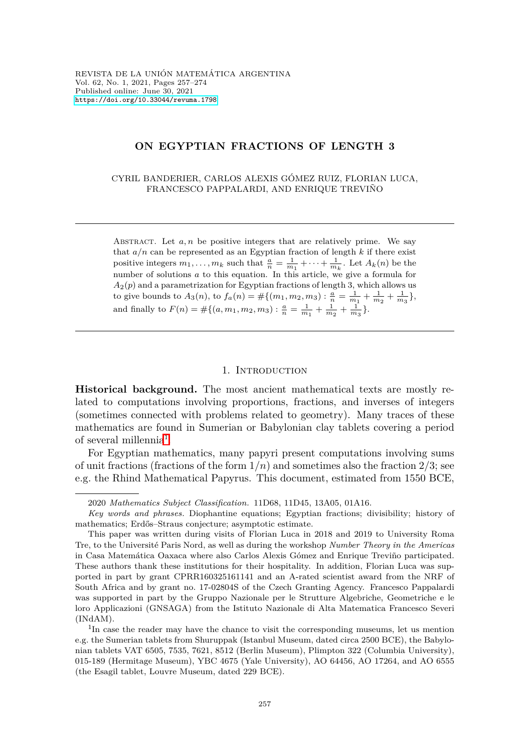REVISTA DE LA UNIÓN MATEMÁTICA ARGENTINA
Vol. 62, No. 1, 2021, Pages 257–274
Published online: June 30, 2021
https://doi.org/10.33044/revuma.1798

# ON EGYPTIAN FRACTIONS OF LENGTH 3

CYRIL BANDERIER, CARLOS ALEXIS GÓMEZ RUIZ, FLORIAN LUCA, FRANCESCO PAPPALARDI, AND ENRIQUE TREVIÑO

Abstract. Let $a, n$ be positive integers that are relatively prime. We say that $a/n$ can be represented as an Egyptian fraction of length $k$ if there exist positive integers $m_1, \ldots, m_k$ such that $\frac{a}{n} = \frac{1}{m_1} + \cdots + \frac{1}{m_k}$. Let $A_k(n)$ be the number of solutions $a$ to this equation. In this article, we give a formula for $A_2(p)$ and a parametrization for Egyptian fractions of length 3, which allows us to give bounds to $A_3(n)$, to $f_a(n) = \#\{(m_1, m_2, m_3) : \frac{a}{n} = \frac{1}{m_1} + \frac{1}{m_2} + \frac{1}{m_3}\}$, and finally to $F(n) = \#\{(a, m_1, m_2, m_3) : \frac{a}{n} = \frac{1}{m_1} + \frac{1}{m_2} + \frac{1}{m_3}\}$.

## 1. Introduction

**Historical background.** The most ancient mathematical texts are mostly related to computations involving proportions, fractions, and inverses of integers (sometimes connected with problems related to geometry). Many traces of these mathematics are found in Sumerian or Babylonian clay tablets covering a period of several millennia[1].

For Egyptian mathematics, many papyri present computations involving sums of unit fractions (fractions of the form $1/n$) and sometimes also the fraction $2/3$; see e.g. the Rhind Mathematical Papyrus. This document, estimated from 1550 BCE,

---

2020 *Mathematics Subject Classification.* 11D68, 11D45, 13A05, 01A16.

*Key words and phrases.* Diophantine equations; Egyptian fractions; divisibility; history of mathematics; Erdős–Straus conjecture; asymptotic estimate.

This paper was written during visits of Florian Luca in 2018 and 2019 to University Roma Tre, to the Université Paris Nord, as well as during the workshop *Number Theory in the Americas* in Casa Matemática Oaxaca where also Carlos Alexis Gómez and Enrique Treviño participated. These authors thank these institutions for their hospitality. In addition, Florian Luca was supported in part by grant CPRR160325161141 and an A-rated scientist award from the NRF of South Africa and by grant no. 17-02804S of the Czech Granting Agency. Francesco Pappalardi was supported in part by the Gruppo Nazionale per le Strutture Algebriche, Geometriche e le loro Applicazioni (GNSAGA) from the Istituto Nazionale di Alta Matematica Francesco Severi (INdAM).

[1] In case the reader may have the chance to visit the corresponding museums, let us mention e.g. the Sumerian tablets from Shuruppak (Istanbul Museum, dated circa 2500 BCE), the Babylonian tablets VAT 6505, 7535, 7621, 8512 (Berlin Museum), Plimpton 322 (Columbia University), 015-189 (Hermitage Museum), YBC 4675 (Yale University), AO 64456, AO 17264, and AO 6555 (the Esagil tablet, Louvre Museum, dated 229 BCE).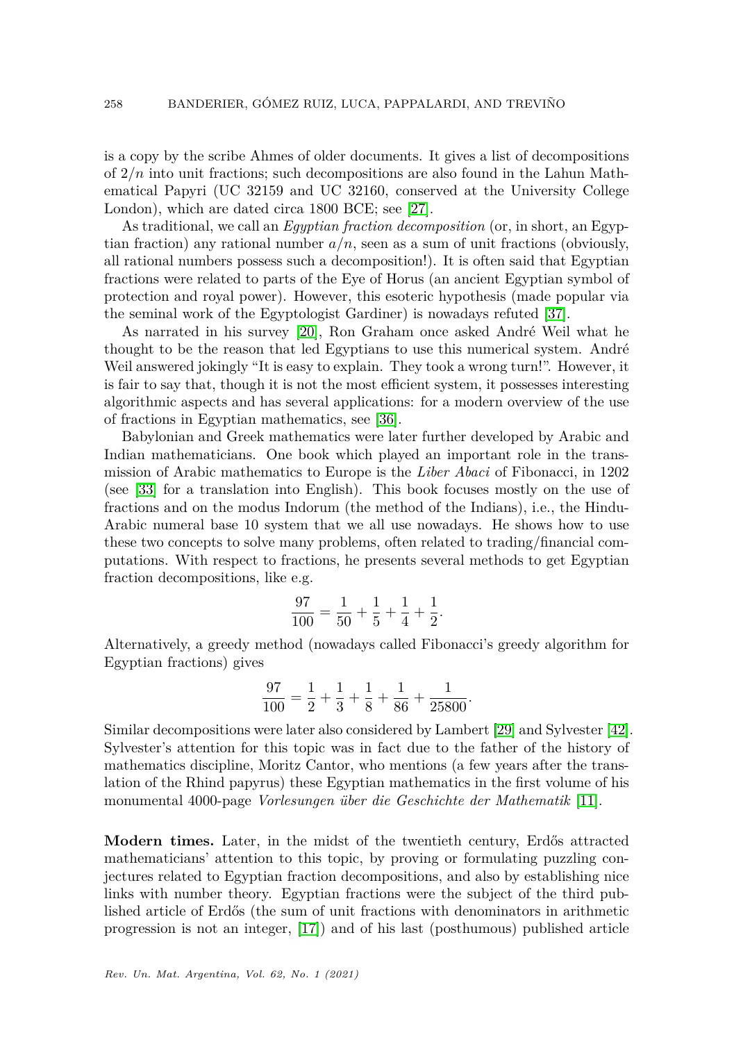is a copy by the scribe Ahmes of older documents. It gives a list of decompositions of $2/n$ into unit fractions; such decompositions are also found in the Lahun Mathematical Papyri (UC 32159 and UC 32160, conserved at the University College London), which are dated circa 1800 BCE; see [27].

As traditional, we call an *Egyptian fraction decomposition* (or, in short, an Egyptian fraction) any rational number $a/n$, seen as a sum of unit fractions (obviously, all rational numbers possess such a decomposition!). It is often said that Egyptian fractions were related to parts of the Eye of Horus (an ancient Egyptian symbol of protection and royal power). However, this esoteric hypothesis (made popular via the seminal work of the Egyptologist Gardiner) is nowadays refuted [37].

As narrated in his survey [20], Ron Graham once asked André Weil what he thought to be the reason that led Egyptians to use this numerical system. André Weil answered jokingly "It is easy to explain. They took a wrong turn!". However, it is fair to say that, though it is not the most efficient system, it possesses interesting algorithmic aspects and has several applications: for a modern overview of the use of fractions in Egyptian mathematics, see [36].

Babylonian and Greek mathematics were later further developed by Arabic and Indian mathematicians. One book which played an important role in the transmission of Arabic mathematics to Europe is the *Liber Abaci* of Fibonacci, in 1202 (see [33] for a translation into English). This book focuses mostly on the use of fractions and on the modus Indorum (the method of the Indians), i.e., the Hindu-Arabic numeral base 10 system that we all use nowadays. He shows how to use these two concepts to solve many problems, often related to trading/financial computations. With respect to fractions, he presents several methods to get Egyptian fraction decompositions, like e.g.

$$\frac{97}{100} = \frac{1}{50} + \frac{1}{5} + \frac{1}{4} + \frac{1}{2}.$$

Alternatively, a greedy method (nowadays called Fibonacci's greedy algorithm for Egyptian fractions) gives

$$\frac{97}{100} = \frac{1}{2} + \frac{1}{3} + \frac{1}{8} + \frac{1}{86} + \frac{1}{25800}.$$

Similar decompositions were later also considered by Lambert [29] and Sylvester [42]. Sylvester's attention for this topic was in fact due to the father of the history of mathematics discipline, Moritz Cantor, who mentions (a few years after the translation of the Rhind papyrus) these Egyptian mathematics in the first volume of his monumental 4000-page *Vorlesungen über die Geschichte der Mathematik* [11].

**Modern times.** Later, in the midst of the twentieth century, Erdős attracted mathematicians' attention to this topic, by proving or formulating puzzling conjectures related to Egyptian fraction decompositions, and also by establishing nice links with number theory. Egyptian fractions were the subject of the third published article of Erdős (the sum of unit fractions with denominators in arithmetic progression is not an integer, [17]) and of his last (posthumous) published article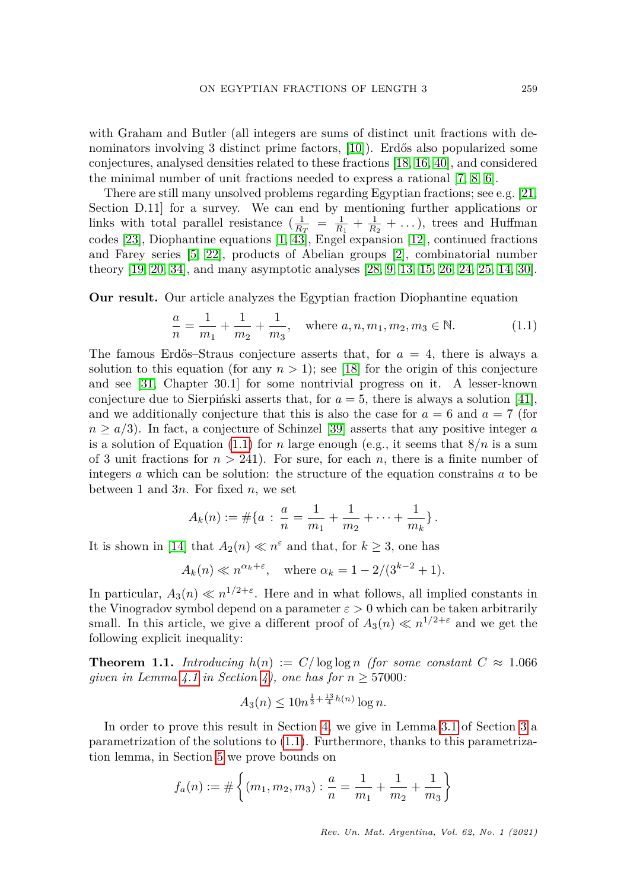with Graham and Butler (all integers are sums of distinct unit fractions with denominators involving 3 distinct prime factors, [10]). Erdős also popularized some conjectures, analysed densities related to these fractions [18, 16, 40], and considered the minimal number of unit fractions needed to express a rational [7, 8, 6].

There are still many unsolved problems regarding Egyptian fractions; see e.g. [21, Section D.11] for a survey. We can end by mentioning further applications or links with total parallel resistance ($\frac{1}{R_T} = \frac{1}{R_1} + \frac{1}{R_2} + \dots$), trees and Huffman codes [23], Diophantine equations [1, 43], Engel expansion [12], continued fractions and Farey series [5, 22], products of Abelian groups [2], combinatorial number theory [19, 20, 34], and many asymptotic analyses [28, 9, 13, 15, 26, 24, 25, 14, 30].

**Our result.** Our article analyzes the Egyptian fraction Diophantine equation

$$\frac{a}{n} = \frac{1}{m_1} + \frac{1}{m_2} + \frac{1}{m_3}, \quad \text{where } a, n, m_1, m_2, m_3 \in \mathbb{N}. \tag{1.1}$$

The famous Erdős–Straus conjecture asserts that, for $a = 4$, there is always a solution to this equation (for any $n > 1$); see [18] for the origin of this conjecture and see [31, Chapter 30.1] for some nontrivial progress on it. A lesser-known conjecture due to Sierpiński asserts that, for $a = 5$, there is always a solution [41], and we additionally conjecture that this is also the case for $a = 6$ and $a = 7$ (for $n \geq a/3$). In fact, a conjecture of Schinzel [39] asserts that any positive integer $a$ is a solution of Equation (1.1) for $n$ large enough (e.g., it seems that $8/n$ is a sum of 3 unit fractions for $n > 241$). For sure, for each $n$, there is a finite number of integers $a$ which can be solution: the structure of the equation constrains $a$ to be between 1 and $3n$. For fixed $n$, we set

$$A_k(n) := \#\{a : \frac{a}{n} = \frac{1}{m_1} + \frac{1}{m_2} + \dots + \frac{1}{m_k}\}.$$

It is shown in [14] that $A_2(n) \ll n^{\varepsilon}$ and that, for $k \geq 3$, one has

$$A_k(n) \ll n^{\alpha_k + \varepsilon}, \quad \text{where } \alpha_k = 1 - 2/(3^{k-2} + 1).$$

In particular, $A_3(n) \ll n^{1/2+\varepsilon}$. Here and in what follows, all implied constants in the Vinogradov symbol depend on a parameter $\varepsilon > 0$ which can be taken arbitrarily small. In this article, we give a different proof of $A_3(n) \ll n^{1/2+\varepsilon}$ and we get the following explicit inequality:

**Theorem 1.1.** *Introducing $h(n) := C/\log\log n$ (for some constant $C \approx 1.066$ given in Lemma 4.1 in Section 4), one has for $n \geq 57000$:*

$$A_3(n) \leq 10 n^{\frac{1}{2} + \frac{13}{4} h(n)} \log n.$$

In order to prove this result in Section 4, we give in Lemma 3.1 of Section 3 a parametrization of the solutions to (1.1). Furthermore, thanks to this parametrization lemma, in Section 5 we prove bounds on

$$f_a(n) := \#\left\{(m_1, m_2, m_3) : \frac{a}{n} = \frac{1}{m_1} + \frac{1}{m_2} + \frac{1}{m_3}\right\}$$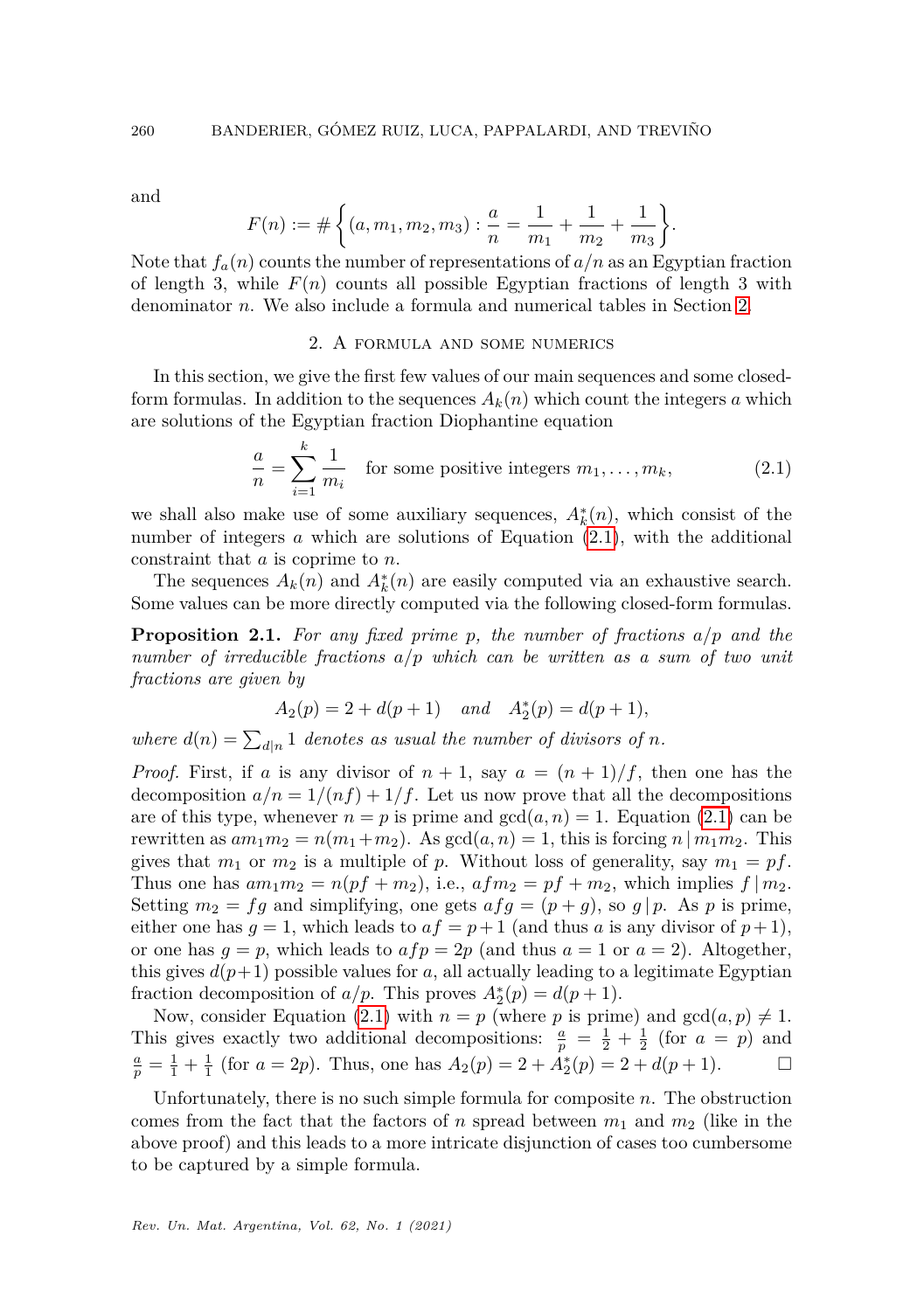and

$$F(n) := \#\left\{(a, m_1, m_2, m_3) : \frac{a}{n} = \frac{1}{m_1} + \frac{1}{m_2} + \frac{1}{m_3}\right\}.$$

Note that $f_a(n)$ counts the number of representations of $a/n$ as an Egyptian fraction of length 3, while $F(n)$ counts all possible Egyptian fractions of length 3 with denominator $n$. We also include a formula and numerical tables in Section 2.

## 2. A formula and some numerics

In this section, we give the first few values of our main sequences and some closed-form formulas. In addition to the sequences $A_k(n)$ which count the integers $a$ which are solutions of the Egyptian fraction Diophantine equation

$$\frac{a}{n} = \sum_{i=1}^{k} \frac{1}{m_i} \quad \text{for some positive integers } m_1, \ldots, m_k, \tag{2.1}$$

we shall also make use of some auxiliary sequences, $A_k^*(n)$, which consist of the number of integers $a$ which are solutions of Equation (2.1), with the additional constraint that $a$ is coprime to $n$.

The sequences $A_k(n)$ and $A_k^*(n)$ are easily computed via an exhaustive search. Some values can be more directly computed via the following closed-form formulas.

**Proposition 2.1.** *For any fixed prime $p$, the number of fractions $a/p$ and the number of irreducible fractions $a/p$ which can be written as a sum of two unit fractions are given by*

$$A_2(p) = 2 + d(p+1) \quad \text{and} \quad A_2^*(p) = d(p+1),$$

*where $d(n) = \sum_{d|n} 1$ denotes as usual the number of divisors of $n$.*

*Proof.* First, if $a$ is any divisor of $n+1$, say $a = (n+1)/f$, then one has the decomposition $a/n = 1/(nf) + 1/f$. Let us now prove that all the decompositions are of this type, whenever $n = p$ is prime and $\gcd(a, n) = 1$. Equation (2.1) can be rewritten as $am_1m_2 = n(m_1+m_2)$. As $\gcd(a, n) = 1$, this is forcing $n \mid m_1m_2$. This gives that $m_1$ or $m_2$ is a multiple of $p$. Without loss of generality, say $m_1 = pf$. Thus one has $am_1m_2 = n(pf + m_2)$, i.e., $afm_2 = pf + m_2$, which implies $f \mid m_2$. Setting $m_2 = fg$ and simplifying, one gets $afg = (p + g)$, so $g \mid p$. As $p$ is prime, either one has $g = 1$, which leads to $af = p+1$ (and thus $a$ is any divisor of $p+1$), or one has $g = p$, which leads to $afp = 2p$ (and thus $a = 1$ or $a = 2$). Altogether, this gives $d(p+1)$ possible values for $a$, all actually leading to a legitimate Egyptian fraction decomposition of $a/p$. This proves $A_2^*(p) = d(p+1)$.

Now, consider Equation (2.1) with $n = p$ (where $p$ is prime) and $\gcd(a, p) \neq 1$. This gives exactly two additional decompositions: $\frac{a}{p} = \frac{1}{2} + \frac{1}{2}$ (for $a = p$) and $\frac{a}{p} = \frac{1}{1} + \frac{1}{1}$ (for $a = 2p$). Thus, one has $A_2(p) = 2 + A_2^*(p) = 2 + d(p+1)$. □

Unfortunately, there is no such simple formula for composite $n$. The obstruction comes from the fact that the factors of $n$ spread between $m_1$ and $m_2$ (like in the above proof) and this leads to a more intricate disjunction of cases too cumbersome to be captured by a simple formula.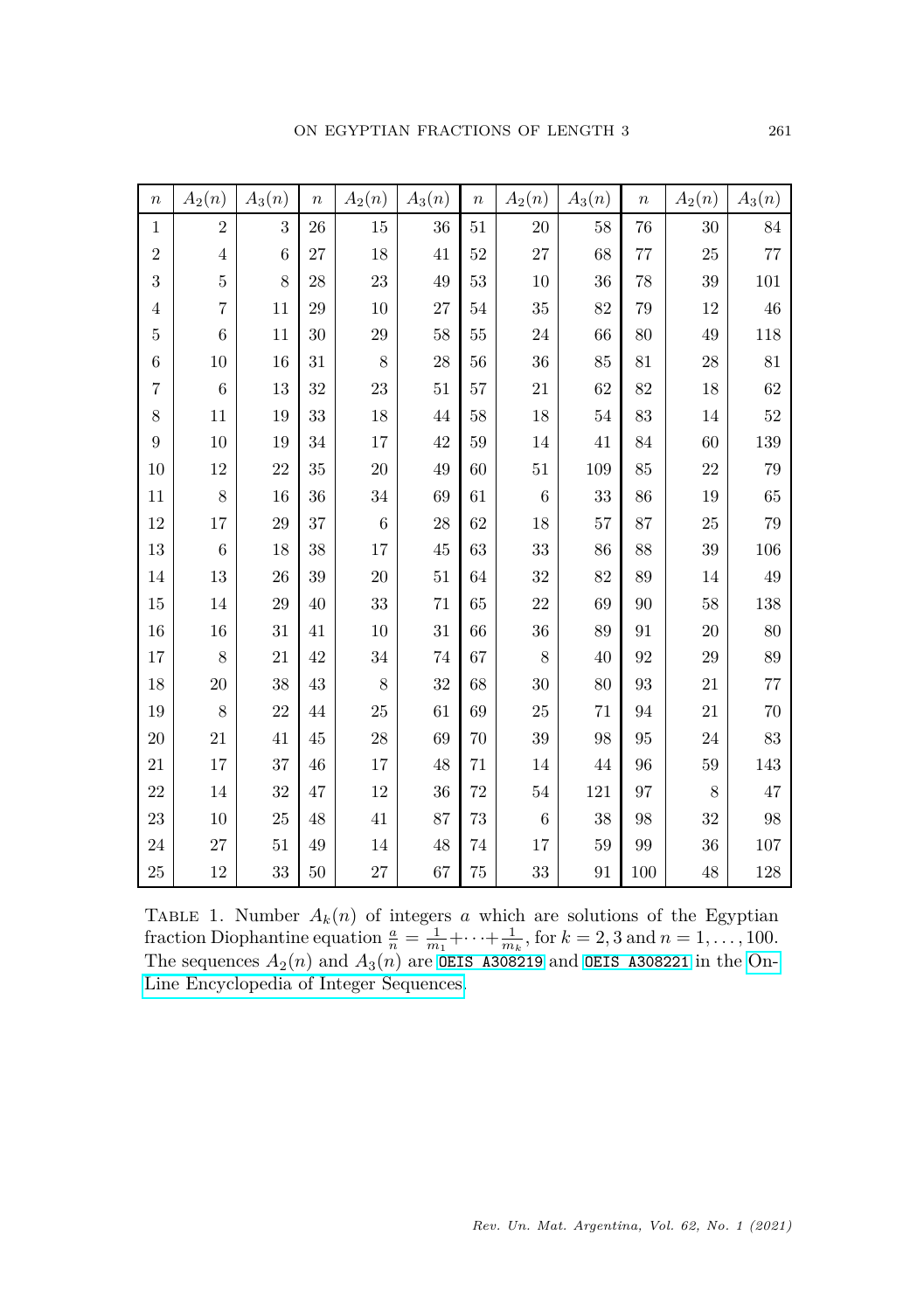| $n$ | $A_2(n)$ | $A_3(n)$ | $n$ | $A_2(n)$ | $A_3(n)$ | $n$ | $A_2(n)$ | $A_3(n)$ | $n$ | $A_2(n)$ | $A_3(n)$ |
|---|---|---|---|---|---|---|---|---|---|---|---|
| 1 | 2 | 3 | 26 | 15 | 36 | 51 | 20 | 58 | 76 | 30 | 84 |
| 2 | 4 | 6 | 27 | 18 | 41 | 52 | 27 | 68 | 77 | 25 | 77 |
| 3 | 5 | 8 | 28 | 23 | 49 | 53 | 10 | 36 | 78 | 39 | 101 |
| 4 | 7 | 11 | 29 | 10 | 27 | 54 | 35 | 82 | 79 | 12 | 46 |
| 5 | 6 | 11 | 30 | 29 | 58 | 55 | 24 | 66 | 80 | 49 | 118 |
| 6 | 10 | 16 | 31 | 8 | 28 | 56 | 36 | 85 | 81 | 28 | 81 |
| 7 | 6 | 13 | 32 | 23 | 51 | 57 | 21 | 62 | 82 | 18 | 62 |
| 8 | 11 | 19 | 33 | 18 | 44 | 58 | 18 | 54 | 83 | 14 | 52 |
| 9 | 10 | 19 | 34 | 17 | 42 | 59 | 14 | 41 | 84 | 60 | 139 |
| 10 | 12 | 22 | 35 | 20 | 49 | 60 | 51 | 109 | 85 | 22 | 79 |
| 11 | 8 | 16 | 36 | 34 | 69 | 61 | 6 | 33 | 86 | 19 | 65 |
| 12 | 17 | 29 | 37 | 6 | 28 | 62 | 18 | 57 | 87 | 25 | 79 |
| 13 | 6 | 18 | 38 | 17 | 45 | 63 | 33 | 86 | 88 | 39 | 106 |
| 14 | 13 | 26 | 39 | 20 | 51 | 64 | 32 | 82 | 89 | 14 | 49 |
| 15 | 14 | 29 | 40 | 33 | 71 | 65 | 22 | 69 | 90 | 58 | 138 |
| 16 | 16 | 31 | 41 | 10 | 31 | 66 | 36 | 89 | 91 | 20 | 80 |
| 17 | 8 | 21 | 42 | 34 | 74 | 67 | 8 | 40 | 92 | 29 | 89 |
| 18 | 20 | 38 | 43 | 8 | 32 | 68 | 30 | 80 | 93 | 21 | 77 |
| 19 | 8 | 22 | 44 | 25 | 61 | 69 | 25 | 71 | 94 | 21 | 70 |
| 20 | 21 | 41 | 45 | 28 | 69 | 70 | 39 | 98 | 95 | 24 | 83 |
| 21 | 17 | 37 | 46 | 17 | 48 | 71 | 14 | 44 | 96 | 59 | 143 |
| 22 | 14 | 32 | 47 | 12 | 36 | 72 | 54 | 121 | 97 | 8 | 47 |
| 23 | 10 | 25 | 48 | 41 | 87 | 73 | 6 | 38 | 98 | 32 | 98 |
| 24 | 27 | 51 | 49 | 14 | 48 | 74 | 17 | 59 | 99 | 36 | 107 |
| 25 | 12 | 33 | 50 | 27 | 67 | 75 | 33 | 91 | 100 | 48 | 128 |

Table 1. Number $A_k(n)$ of integers $a$ which are solutions of the Egyptian fraction Diophantine equation $\frac{a}{n} = \frac{1}{m_1} + \cdots + \frac{1}{m_k}$, for $k = 2, 3$ and $n = 1, \ldots, 100$. The sequences $A_2(n)$ and $A_3(n)$ are OEIS A308219 and OEIS A308221 in the On-Line Encyclopedia of Integer Sequences.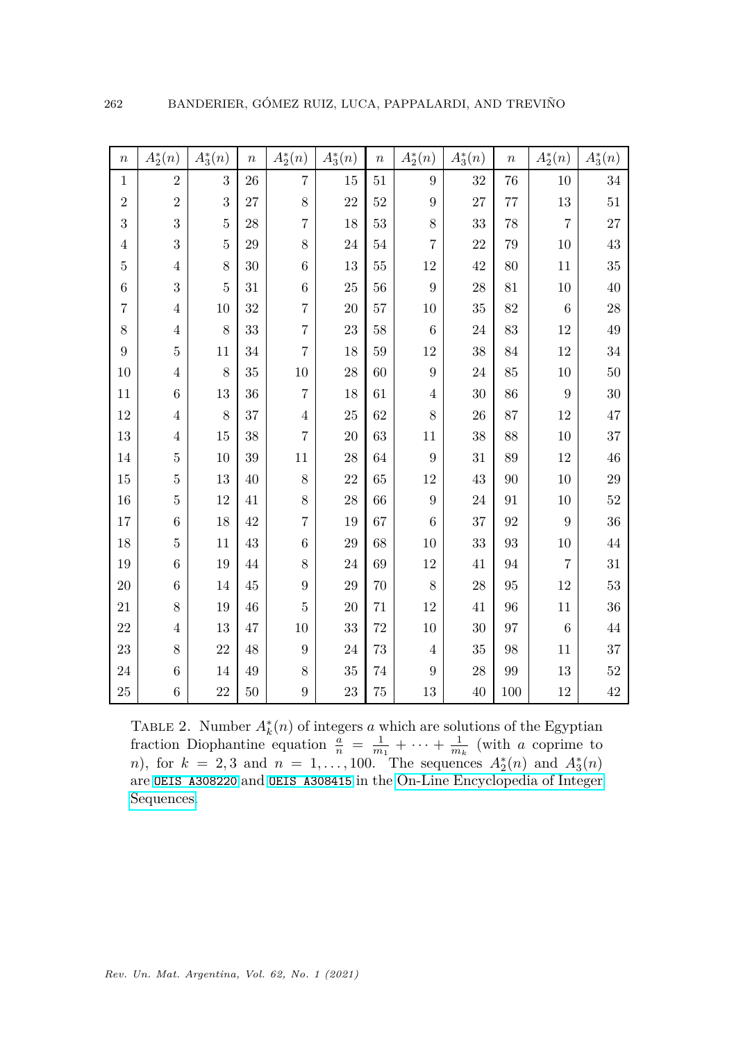| $n$ | $A_2^*(n)$ | $A_3^*(n)$ | $n$ | $A_2^*(n)$ | $A_3^*(n)$ | $n$ | $A_2^*(n)$ | $A_3^*(n)$ | $n$ | $A_2^*(n)$ | $A_3^*(n)$ |
|---|---|---|---|---|---|---|---|---|---|---|---|
| 1 | 2 | 3 | 26 | 7 | 15 | 51 | 9 | 32 | 76 | 10 | 34 |
| 2 | 2 | 3 | 27 | 8 | 22 | 52 | 9 | 27 | 77 | 13 | 51 |
| 3 | 3 | 5 | 28 | 7 | 18 | 53 | 8 | 33 | 78 | 7 | 27 |
| 4 | 3 | 5 | 29 | 8 | 24 | 54 | 7 | 22 | 79 | 10 | 43 |
| 5 | 4 | 8 | 30 | 6 | 13 | 55 | 12 | 42 | 80 | 11 | 35 |
| 6 | 3 | 5 | 31 | 6 | 25 | 56 | 9 | 28 | 81 | 10 | 40 |
| 7 | 4 | 10 | 32 | 7 | 20 | 57 | 10 | 35 | 82 | 6 | 28 |
| 8 | 4 | 8 | 33 | 7 | 23 | 58 | 6 | 24 | 83 | 12 | 49 |
| 9 | 5 | 11 | 34 | 7 | 18 | 59 | 12 | 38 | 84 | 12 | 34 |
| 10 | 4 | 8 | 35 | 10 | 28 | 60 | 9 | 24 | 85 | 10 | 50 |
| 11 | 6 | 13 | 36 | 7 | 18 | 61 | 4 | 30 | 86 | 9 | 30 |
| 12 | 4 | 8 | 37 | 4 | 25 | 62 | 8 | 26 | 87 | 12 | 47 |
| 13 | 4 | 15 | 38 | 7 | 20 | 63 | 11 | 38 | 88 | 10 | 37 |
| 14 | 5 | 10 | 39 | 11 | 28 | 64 | 9 | 31 | 89 | 12 | 46 |
| 15 | 5 | 13 | 40 | 8 | 22 | 65 | 12 | 43 | 90 | 10 | 29 |
| 16 | 5 | 12 | 41 | 8 | 28 | 66 | 9 | 24 | 91 | 10 | 52 |
| 17 | 6 | 18 | 42 | 7 | 19 | 67 | 6 | 37 | 92 | 9 | 36 |
| 18 | 5 | 11 | 43 | 6 | 29 | 68 | 10 | 33 | 93 | 10 | 44 |
| 19 | 6 | 19 | 44 | 8 | 24 | 69 | 12 | 41 | 94 | 7 | 31 |
| 20 | 6 | 14 | 45 | 9 | 29 | 70 | 8 | 28 | 95 | 12 | 53 |
| 21 | 8 | 19 | 46 | 5 | 20 | 71 | 12 | 41 | 96 | 11 | 36 |
| 22 | 4 | 13 | 47 | 10 | 33 | 72 | 10 | 30 | 97 | 6 | 44 |
| 23 | 8 | 22 | 48 | 9 | 24 | 73 | 4 | 35 | 98 | 11 | 37 |
| 24 | 6 | 14 | 49 | 8 | 35 | 74 | 9 | 28 | 99 | 13 | 52 |
| 25 | 6 | 22 | 50 | 9 | 23 | 75 | 13 | 40 | 100 | 12 | 42 |

Table 2. Number $A_k^*(n)$ of integers $a$ which are solutions of the Egyptian fraction Diophantine equation $\frac{a}{n} = \frac{1}{m_1} + \cdots + \frac{1}{m_k}$ (with $a$ coprime to $n$), for $k = 2, 3$ and $n = 1, \ldots, 100$. The sequences $A_2^*(n)$ and $A_3^*(n)$ are OEIS A308220 and OEIS A308415 in the On-Line Encyclopedia of Integer Sequences.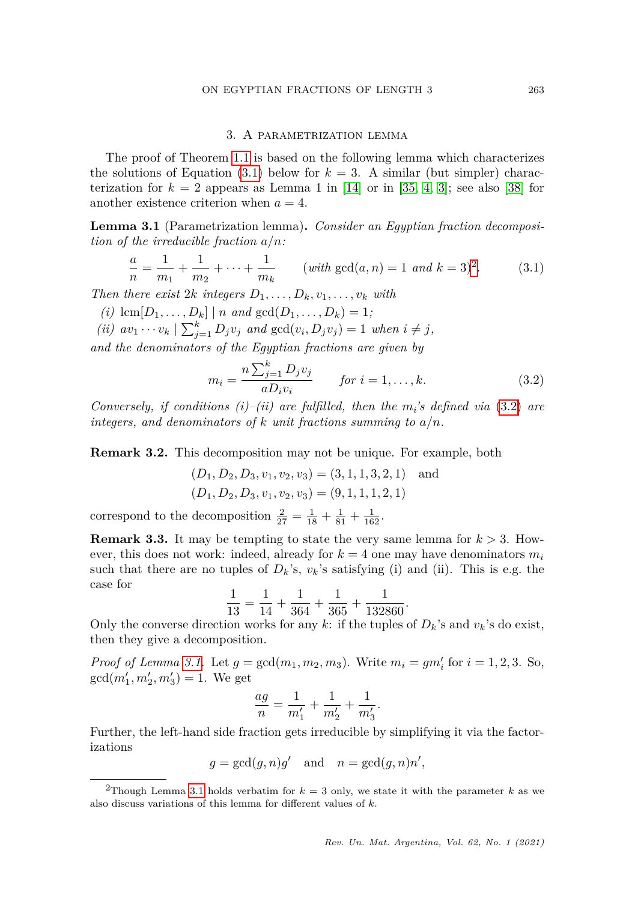## 3. A parametrization lemma

The proof of Theorem 1.1 is based on the following lemma which characterizes the solutions of Equation (3.1) below for $k = 3$. A similar (but simpler) characterization for $k = 2$ appears as Lemma 1 in [14] or in [35, 4, 3]; see also [38] for another existence criterion when $a = 4$.

**Lemma 3.1** (Parametrization lemma)**.** *Consider an Egyptian fraction decomposition of the irreducible fraction $a/n$:*

$$\frac{a}{n} = \frac{1}{m_1} + \frac{1}{m_2} + \cdots + \frac{1}{m_k} \qquad (\textit{with } \gcd(a,n) = 1 \textit{ and } k = 3)^{2}. \tag{3.1}$$

*Then there exist $2k$ integers $D_1, \ldots, D_k, v_1, \ldots, v_k$ with*

*(i)* $\operatorname{lcm}[D_1, \ldots, D_k] \mid n$ *and* $\gcd(D_1, \ldots, D_k) = 1$*;*

*(ii)* $av_1 \cdots v_k \mid \sum_{j=1}^{k} D_j v_j$ *and* $\gcd(v_i, D_j v_j) = 1$ *when* $i \neq j$*,*

*and the denominators of the Egyptian fractions are given by*

$$m_i = \frac{n \sum_{j=1}^{k} D_j v_j}{a D_i v_i} \qquad \textit{for } i = 1, \ldots, k. \tag{3.2}$$

*Conversely, if conditions (i)–(ii) are fulfilled, then the $m_i$'s defined via (3.2) are integers, and denominators of $k$ unit fractions summing to $a/n$.*

**Remark 3.2.** This decomposition may not be unique. For example, both

$$(D_1, D_2, D_3, v_1, v_2, v_3) = (3, 1, 1, 3, 2, 1) \quad \text{and}$$
$$(D_1, D_2, D_3, v_1, v_2, v_3) = (9, 1, 1, 1, 2, 1)$$

correspond to the decomposition $\frac{2}{27} = \frac{1}{18} + \frac{1}{81} + \frac{1}{162}$.

**Remark 3.3.** It may be tempting to state the very same lemma for $k > 3$. However, this does not work: indeed, already for $k = 4$ one may have denominators $m_i$ such that there are no tuples of $D_k$'s, $v_k$'s satisfying (i) and (ii). This is e.g. the case for

$$\frac{1}{13} = \frac{1}{14} + \frac{1}{364} + \frac{1}{365} + \frac{1}{132860}.$$

Only the converse direction works for any $k$: if the tuples of $D_k$'s and $v_k$'s do exist, then they give a decomposition.

*Proof of Lemma 3.1.* Let $g = \gcd(m_1, m_2, m_3)$. Write $m_i = g m_i'$ for $i = 1, 2, 3$. So, $\gcd(m_1', m_2', m_3') = 1$. We get

$$\frac{ag}{n} = \frac{1}{m_1'} + \frac{1}{m_2'} + \frac{1}{m_3'}.$$

Further, the left-hand side fraction gets irreducible by simplifying it via the factorizations

$$g = \gcd(g, n) g' \quad \text{and} \quad n = \gcd(g, n) n',$$

---

[2] Though Lemma 3.1 holds verbatim for $k = 3$ only, we state it with the parameter $k$ as we also discuss variations of this lemma for different values of $k$.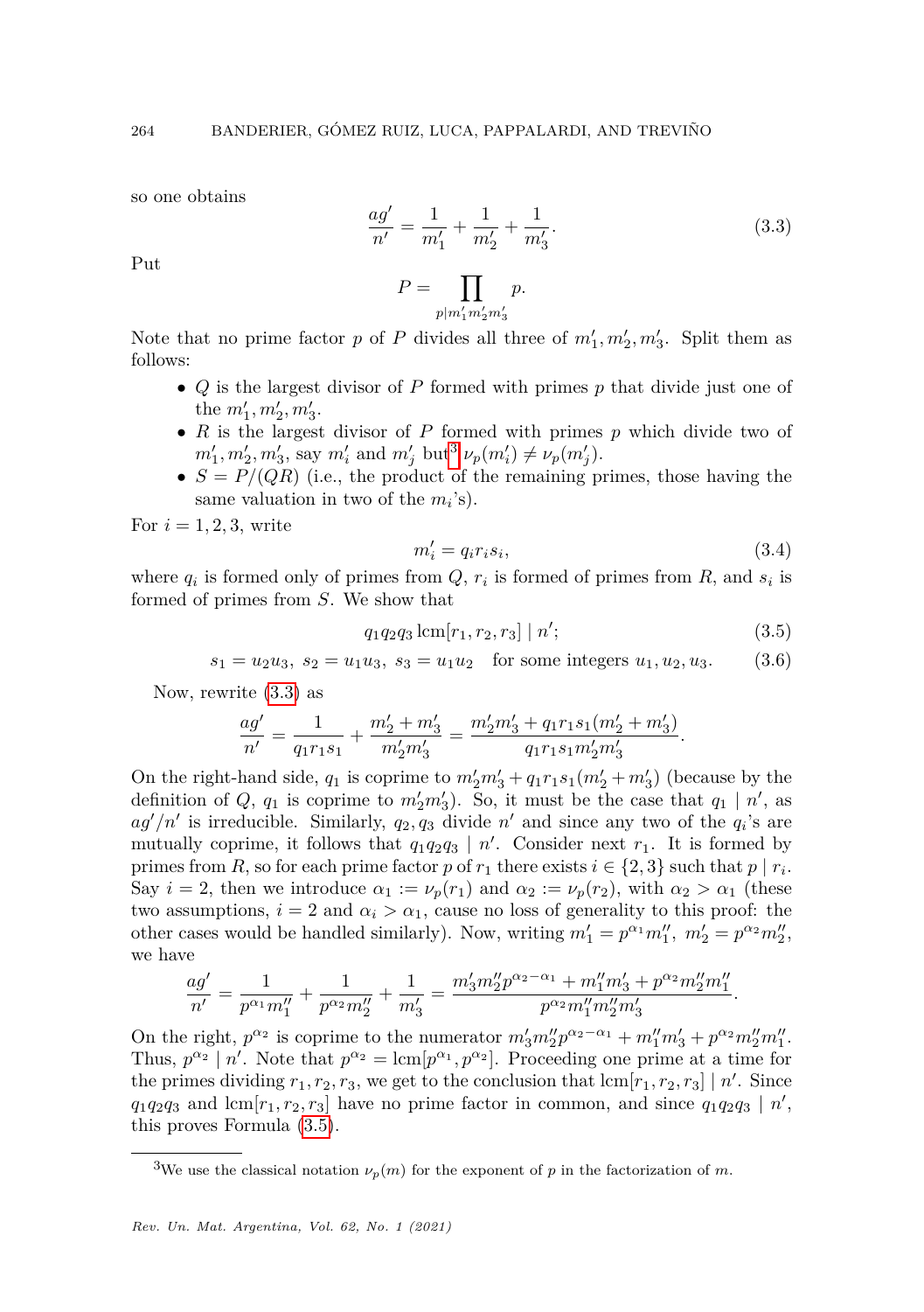so one obtains

$$\frac{ag'}{n'} = \frac{1}{m_1'} + \frac{1}{m_2'} + \frac{1}{m_3'}. \tag{3.3}$$

Put

$$P = \prod_{p \mid m_1' m_2' m_3'} p.$$

Note that no prime factor $p$ of $P$ divides all three of $m_1', m_2', m_3'$. Split them as follows:

- $Q$ is the largest divisor of $P$ formed with primes $p$ that divide just one of the $m_1', m_2', m_3'$.
- $R$ is the largest divisor of $P$ formed with primes $p$ which divide two of $m_1', m_2', m_3'$, say $m_i'$ and $m_j'$ but[3] $\nu_p(m_i') \neq \nu_p(m_j')$.
- $S = P/(QR)$ (i.e., the product of the remaining primes, those having the same valuation in two of the $m_i$'s).

For $i = 1, 2, 3$, write

$$m_i' = q_i r_i s_i, \tag{3.4}$$

where $q_i$ is formed only of primes from $Q$, $r_i$ is formed of primes from $R$, and $s_i$ is formed of primes from $S$. We show that

$$q_1 q_2 q_3 \operatorname{lcm}[r_1, r_2, r_3] \mid n'; \tag{3.5}$$

$$s_1 = u_2 u_3,\ s_2 = u_1 u_3,\ s_3 = u_1 u_2 \quad \text{for some integers } u_1, u_2, u_3. \tag{3.6}$$

Now, rewrite (3.3) as

$$\frac{ag'}{n'} = \frac{1}{q_1 r_1 s_1} + \frac{m_2' + m_3'}{m_2' m_3'} = \frac{m_2' m_3' + q_1 r_1 s_1 (m_2' + m_3')}{q_1 r_1 s_1 m_2' m_3'}.$$

On the right-hand side, $q_1$ is coprime to $m_2' m_3' + q_1 r_1 s_1 (m_2' + m_3')$ (because by the definition of $Q$, $q_1$ is coprime to $m_2' m_3'$). So, it must be the case that $q_1 \mid n'$, as $ag'/n'$ is irreducible. Similarly, $q_2, q_3$ divide $n'$ and since any two of the $q_i$'s are mutually coprime, it follows that $q_1 q_2 q_3 \mid n'$. Consider next $r_1$. It is formed by primes from $R$, so for each prime factor $p$ of $r_1$ there exists $i \in \{2, 3\}$ such that $p \mid r_i$. Say $i = 2$, then we introduce $\alpha_1 := \nu_p(r_1)$ and $\alpha_2 := \nu_p(r_2)$, with $\alpha_2 > \alpha_1$ (these two assumptions, $i = 2$ and $\alpha_i > \alpha_1$, cause no loss of generality to this proof: the other cases would be handled similarly). Now, writing $m_1' = p^{\alpha_1} m_1''$, $m_2' = p^{\alpha_2} m_2''$, we have

$$\frac{ag'}{n'} = \frac{1}{p^{\alpha_1} m_1''} + \frac{1}{p^{\alpha_2} m_2''} + \frac{1}{m_3'} = \frac{m_3' m_2'' p^{\alpha_2 - \alpha_1} + m_1'' m_3' + p^{\alpha_2} m_2'' m_1''}{p^{\alpha_2} m_1'' m_2'' m_3'}.$$

On the right, $p^{\alpha_2}$ is coprime to the numerator $m_3' m_2'' p^{\alpha_2 - \alpha_1} + m_1'' m_3' + p^{\alpha_2} m_2'' m_1''$. Thus, $p^{\alpha_2} \mid n'$. Note that $p^{\alpha_2} = \operatorname{lcm}[p^{\alpha_1}, p^{\alpha_2}]$. Proceeding one prime at a time for the primes dividing $r_1, r_2, r_3$, we get to the conclusion that $\operatorname{lcm}[r_1, r_2, r_3] \mid n'$. Since $q_1 q_2 q_3$ and $\operatorname{lcm}[r_1, r_2, r_3]$ have no prime factor in common, and since $q_1 q_2 q_3 \mid n'$, this proves Formula (3.5).

[3] We use the classical notation $\nu_p(m)$ for the exponent of $p$ in the factorization of $m$.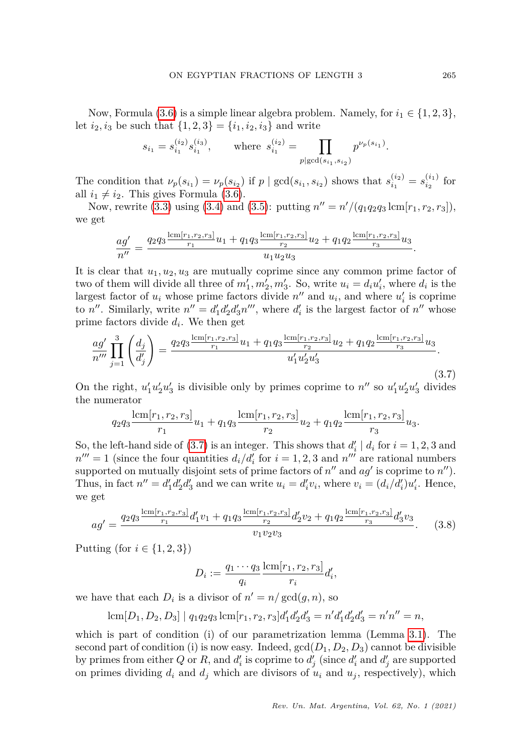Now, Formula (3.6) is a simple linear algebra problem. Namely, for $i_1 \in \{1,2,3\}$, let $i_2, i_3$ be such that $\{1,2,3\} = \{i_1, i_2, i_3\}$ and write

$$s_{i_1} = s_{i_1}^{(i_2)} s_{i_1}^{(i_3)}, \qquad \text{where } s_{i_1}^{(i_2)} = \prod_{p \mid \gcd(s_{i_1}, s_{i_2})} p^{\nu_p(s_{i_1})}.$$

The condition that $\nu_p(s_{i_1}) = \nu_p(s_{i_2})$ if $p \mid \gcd(s_{i_1}, s_{i_2})$ shows that $s_{i_1}^{(i_2)} = s_{i_2}^{(i_1)}$ for all $i_1 \neq i_2$. This gives Formula (3.6).

Now, rewrite (3.3) using (3.4) and (3.5): putting $n'' = n'/(q_1 q_2 q_3 \operatorname{lcm}[r_1, r_2, r_3])$, we get

$$\frac{ag'}{n''} = \frac{q_2 q_3 \frac{\operatorname{lcm}[r_1,r_2,r_3]}{r_1} u_1 + q_1 q_3 \frac{\operatorname{lcm}[r_1,r_2,r_3]}{r_2} u_2 + q_1 q_2 \frac{\operatorname{lcm}[r_1,r_2,r_3]}{r_3} u_3}{u_1 u_2 u_3}.$$

It is clear that $u_1, u_2, u_3$ are mutually coprime since any common prime factor of two of them will divide all three of $m_1', m_2', m_3'$. So, write $u_i = d_i u_i'$, where $d_i$ is the largest factor of $u_i$ whose prime factors divide $n''$ and $u_i$, and where $u_i'$ is coprime to $n''$. Similarly, write $n'' = d_1' d_2' d_3' n'''$, where $d_i'$ is the largest factor of $n''$ whose prime factors divide $d_i$. We then get

$$\frac{ag'}{n'''} \prod_{j=1}^{3} \left( \frac{d_j}{d_j'} \right) = \frac{q_2 q_3 \frac{\operatorname{lcm}[r_1,r_2,r_3]}{r_1} u_1 + q_1 q_3 \frac{\operatorname{lcm}[r_1,r_2,r_3]}{r_2} u_2 + q_1 q_2 \frac{\operatorname{lcm}[r_1,r_2,r_3]}{r_3} u_3}{u_1' u_2' u_3'}. \tag{3.7}$$

On the right, $u_1' u_2' u_3'$ is divisible only by primes coprime to $n''$ so $u_1' u_2' u_3'$ divides the numerator

$$q_2 q_3 \frac{\operatorname{lcm}[r_1,r_2,r_3]}{r_1} u_1 + q_1 q_3 \frac{\operatorname{lcm}[r_1,r_2,r_3]}{r_2} u_2 + q_1 q_2 \frac{\operatorname{lcm}[r_1,r_2,r_3]}{r_3} u_3.$$

So, the left-hand side of (3.7) is an integer. This shows that $d_i' \mid d_i$ for $i = 1,2,3$ and $n''' = 1$ (since the four quantities $d_i/d_i'$ for $i = 1,2,3$ and $n'''$ are rational numbers supported on mutually disjoint sets of prime factors of $n''$ and $ag'$ is coprime to $n''$). Thus, in fact $n'' = d_1' d_2' d_3'$ and we can write $u_i = d_i' v_i$, where $v_i = (d_i/d_i') u_i'$. Hence, we get

$$ag' = \frac{q_2 q_3 \frac{\operatorname{lcm}[r_1,r_2,r_3]}{r_1} d_1' v_1 + q_1 q_3 \frac{\operatorname{lcm}[r_1,r_2,r_3]}{r_2} d_2' v_2 + q_1 q_2 \frac{\operatorname{lcm}[r_1,r_2,r_3]}{r_3} d_3' v_3}{v_1 v_2 v_3}. \tag{3.8}$$

Putting (for $i \in \{1,2,3\}$)

$$D_i := \frac{q_1 \cdots q_3}{q_i} \frac{\operatorname{lcm}[r_1,r_2,r_3]}{r_i} d_i',$$

we have that each $D_i$ is a divisor of $n' = n/\gcd(g,n)$, so

$$\operatorname{lcm}[D_1, D_2, D_3] \mid q_1 q_2 q_3 \operatorname{lcm}[r_1, r_2, r_3] d_1' d_2' d_3' = n' d_1' d_2' d_3' = n' n'' = n,$$

which is part of condition (i) of our parametrization lemma (Lemma 3.1). The second part of condition (i) is now easy. Indeed, $\gcd(D_1, D_2, D_3)$ cannot be divisible by primes from either $Q$ or $R$, and $d_i'$ is coprime to $d_j'$ (since $d_i'$ and $d_j'$ are supported on primes dividing $d_i$ and $d_j$ which are divisors of $u_i$ and $u_j$, respectively), which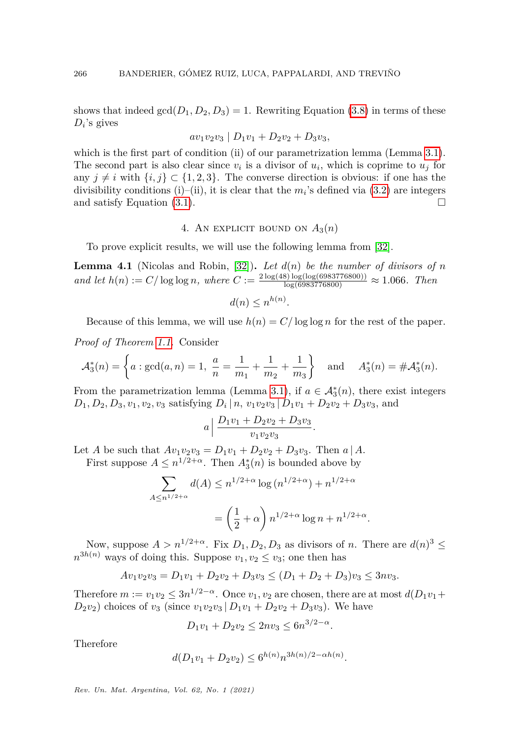shows that indeed $\gcd(D_1, D_2, D_3) = 1$. Rewriting Equation (3.8) in terms of these $D_i$'s gives

$$av_1v_2v_3 \mid D_1v_1 + D_2v_2 + D_3v_3,$$

which is the first part of condition (ii) of our parametrization lemma (Lemma 3.1). The second part is also clear since $v_i$ is a divisor of $u_i$, which is coprime to $u_j$ for any $j \neq i$ with $\{i, j\} \subset \{1, 2, 3\}$. The converse direction is obvious: if one has the divisibility conditions (i)–(ii), it is clear that the $m_i$'s defined via (3.2) are integers and satisfy Equation (3.1). $\square$

## 4. An explicit bound on $A_3(n)$

To prove explicit results, we will use the following lemma from [32].

**Lemma 4.1** (Nicolas and Robin, [32])**.** *Let $d(n)$ be the number of divisors of $n$ and let $h(n) := C/\log\log n$, where $C := \frac{2\log(48)\log(\log(6983776800))}{\log(6983776800)} \approx 1.066$. Then*

$$d(n) \leq n^{h(n)}.$$

Because of this lemma, we will use $h(n) = C/\log\log n$ for the rest of the paper.

*Proof of Theorem 1.1.* Consider

$$\mathcal{A}_3^*(n) = \left\{ a : \gcd(a, n) = 1,\ \frac{a}{n} = \frac{1}{m_1} + \frac{1}{m_2} + \frac{1}{m_3} \right\} \quad \text{and} \quad A_3^*(n) = \#\mathcal{A}_3^*(n).$$

From the parametrization lemma (Lemma 3.1), if $a \in \mathcal{A}_3^*(n)$, there exist integers $D_1, D_2, D_3, v_1, v_2, v_3$ satisfying $D_i \mid n$, $v_1v_2v_3 \mid D_1v_1 + D_2v_2 + D_3v_3$, and

$$a \,\Big|\, \frac{D_1v_1 + D_2v_2 + D_3v_3}{v_1v_2v_3}.$$

Let $A$ be such that $Av_1v_2v_3 = D_1v_1 + D_2v_2 + D_3v_3$. Then $a \mid A$.

First suppose $A \leq n^{1/2+\alpha}$. Then $A_3^*(n)$ is bounded above by

$$\begin{aligned}
\sum_{A \leq n^{1/2+\alpha}} d(A) &\leq n^{1/2+\alpha} \log\left(n^{1/2+\alpha}\right) + n^{1/2+\alpha} \\
&= \left(\frac{1}{2} + \alpha\right) n^{1/2+\alpha} \log n + n^{1/2+\alpha}.
\end{aligned}$$

Now, suppose $A > n^{1/2+\alpha}$. Fix $D_1, D_2, D_3$ as divisors of $n$. There are $d(n)^3 \leq n^{3h(n)}$ ways of doing this. Suppose $v_1, v_2 \leq v_3$; one then has

$$Av_1v_2v_3 = D_1v_1 + D_2v_2 + D_3v_3 \leq (D_1 + D_2 + D_3)v_3 \leq 3nv_3.$$

Therefore $m := v_1v_2 \leq 3n^{1/2-\alpha}$. Once $v_1, v_2$ are chosen, there are at most $d(D_1v_1 + D_2v_2)$ choices of $v_3$ (since $v_1v_2v_3 \mid D_1v_1 + D_2v_2 + D_3v_3$). We have

$$D_1v_1 + D_2v_2 \leq 2nv_3 \leq 6n^{3/2-\alpha}.$$

Therefore

$$d(D_1v_1 + D_2v_2) \leq 6^{h(n)} n^{3h(n)/2 - \alpha h(n)}.$$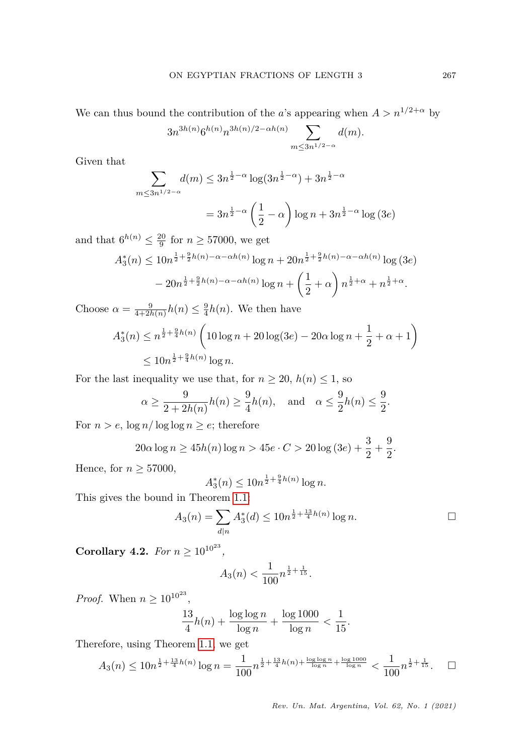We can thus bound the contribution of the $a$'s appearing when $A > n^{1/2+\alpha}$ by

$$3n^{3h(n)}6^{h(n)}n^{3h(n)/2-\alpha h(n)} \sum_{m\le 3n^{1/2-\alpha}} d(m).$$

Given that

$$\sum_{m\le 3n^{1/2-\alpha}} d(m) \le 3n^{\frac{1}{2}-\alpha}\log(3n^{\frac{1}{2}-\alpha}) + 3n^{\frac{1}{2}-\alpha}$$
$$= 3n^{\frac{1}{2}-\alpha}\left(\frac{1}{2}-\alpha\right)\log n + 3n^{\frac{1}{2}-\alpha}\log(3e)$$

and that $6^{h(n)} \le \frac{20}{9}$ for $n \ge 57000$, we get

$$A_3^*(n) \le 10n^{\frac{1}{2}+\frac{9}{2}h(n)-\alpha-\alpha h(n)}\log n + 20n^{\frac{1}{2}+\frac{9}{2}h(n)-\alpha-\alpha h(n)}\log(3e)$$
$$- 20n^{\frac{1}{2}+\frac{9}{2}h(n)-\alpha-\alpha h(n)}\log n + \left(\frac{1}{2}+\alpha\right)n^{\frac{1}{2}+\alpha} + n^{\frac{1}{2}+\alpha}.$$

Choose $\alpha = \frac{9}{4+2h(n)}h(n) \le \frac{9}{4}h(n)$. We then have

$$A_3^*(n) \le n^{\frac{1}{2}+\frac{9}{4}h(n)}\left(10\log n + 20\log(3e) - 20\alpha\log n + \frac{1}{2} + \alpha + 1\right)$$
$$\le 10n^{\frac{1}{2}+\frac{9}{4}h(n)}\log n.$$

For the last inequality we use that, for $n \ge 20$, $h(n) \le 1$, so

$$\alpha \ge \frac{9}{2+2h(n)}h(n) \ge \frac{9}{4}h(n), \quad \text{and} \quad \alpha \le \frac{9}{2}h(n) \le \frac{9}{2}.$$

For $n > e$, $\log n/\log\log n \ge e$; therefore

$$20\alpha\log n \ge 45h(n)\log n > 45e\cdot C > 20\log(3e) + \frac{3}{2} + \frac{9}{2}.$$

Hence, for $n \ge 57000$,

$$A_3^*(n) \le 10n^{\frac{1}{2}+\frac{9}{4}h(n)}\log n.$$

This gives the bound in Theorem 1.1:

$$A_3(n) = \sum_{d|n} A_3^*(d) \le 10n^{\frac{1}{2}+\frac{13}{4}h(n)}\log n. \qquad \square$$

**Corollary 4.2.** *For $n \ge 10^{10^{23}}$,*

$$A_3(n) < \frac{1}{100}n^{\frac{1}{2}+\frac{1}{15}}.$$

*Proof.* When $n \ge 10^{10^{23}}$,

$$\frac{13}{4}h(n) + \frac{\log\log n}{\log n} + \frac{\log 1000}{\log n} < \frac{1}{15}.$$

Therefore, using Theorem 1.1, we get

$$A_3(n) \le 10n^{\frac{1}{2}+\frac{13}{4}h(n)}\log n = \frac{1}{100}n^{\frac{1}{2}+\frac{13}{4}h(n)+\frac{\log\log n}{\log n}+\frac{\log 1000}{\log n}} < \frac{1}{100}n^{\frac{1}{2}+\frac{1}{15}}. \qquad \square$$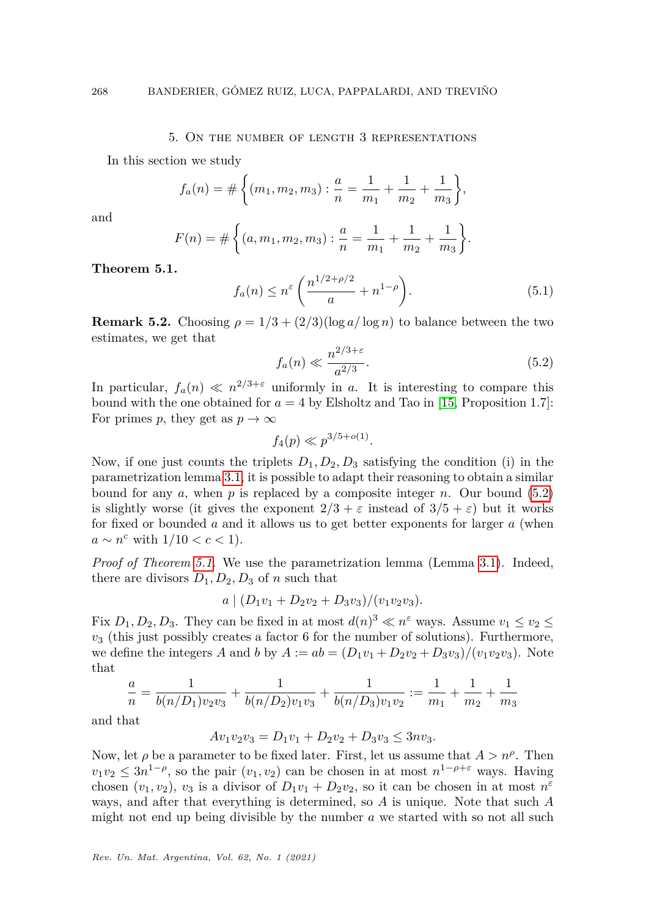## 5. On the number of length 3 representations

In this section we study

$$f_a(n) = \#\left\{(m_1, m_2, m_3) : \frac{a}{n} = \frac{1}{m_1} + \frac{1}{m_2} + \frac{1}{m_3}\right\},$$

and

$$F(n) = \#\left\{(a, m_1, m_2, m_3) : \frac{a}{n} = \frac{1}{m_1} + \frac{1}{m_2} + \frac{1}{m_3}\right\}.$$

**Theorem 5.1.**

$$f_a(n) \leq n^{\varepsilon}\left(\frac{n^{1/2+\rho/2}}{a} + n^{1-\rho}\right). \tag{5.1}$$

**Remark 5.2.** Choosing $\rho = 1/3 + (2/3)(\log a/\log n)$ to balance between the two estimates, we get that

$$f_a(n) \ll \frac{n^{2/3+\varepsilon}}{a^{2/3}}. \tag{5.2}$$

In particular, $f_a(n) \ll n^{2/3+\varepsilon}$ uniformly in $a$. It is interesting to compare this bound with the one obtained for $a = 4$ by Elsholtz and Tao in [15, Proposition 1.7]: For primes $p$, they get as $p \to \infty$

$$f_4(p) \ll p^{3/5+o(1)}.$$

Now, if one just counts the triplets $D_1, D_2, D_3$ satisfying the condition (i) in the parametrization lemma 3.1, it is possible to adapt their reasoning to obtain a similar bound for any $a$, when $p$ is replaced by a composite integer $n$. Our bound (5.2) is slightly worse (it gives the exponent $2/3 + \varepsilon$ instead of $3/5 + \varepsilon$) but it works for fixed or bounded $a$ and it allows us to get better exponents for larger $a$ (when $a \sim n^c$ with $1/10 < c < 1$).

*Proof of Theorem 5.1.* We use the parametrization lemma (Lemma 3.1). Indeed, there are divisors $D_1, D_2, D_3$ of $n$ such that

$$a \mid (D_1v_1 + D_2v_2 + D_3v_3)/(v_1v_2v_3).$$

Fix $D_1, D_2, D_3$. They can be fixed in at most $d(n)^3 \ll n^{\varepsilon}$ ways. Assume $v_1 \leq v_2 \leq v_3$ (this just possibly creates a factor 6 for the number of solutions). Furthermore, we define the integers $A$ and $b$ by $A := ab = (D_1v_1 + D_2v_2 + D_3v_3)/(v_1v_2v_3)$. Note that

$$\frac{a}{n} = \frac{1}{b(n/D_1)v_2v_3} + \frac{1}{b(n/D_2)v_1v_3} + \frac{1}{b(n/D_3)v_1v_2} := \frac{1}{m_1} + \frac{1}{m_2} + \frac{1}{m_3}$$

and that

$$Av_1v_2v_3 = D_1v_1 + D_2v_2 + D_3v_3 \leq 3nv_3.$$

Now, let $\rho$ be a parameter to be fixed later. First, let us assume that $A > n^{\rho}$. Then $v_1v_2 \leq 3n^{1-\rho}$, so the pair $(v_1, v_2)$ can be chosen in at most $n^{1-\rho+\varepsilon}$ ways. Having chosen $(v_1, v_2)$, $v_3$ is a divisor of $D_1v_1 + D_2v_2$, so it can be chosen in at most $n^{\varepsilon}$ ways, and after that everything is determined, so $A$ is unique. Note that such $A$ might not end up being divisible by the number $a$ we started with so not all such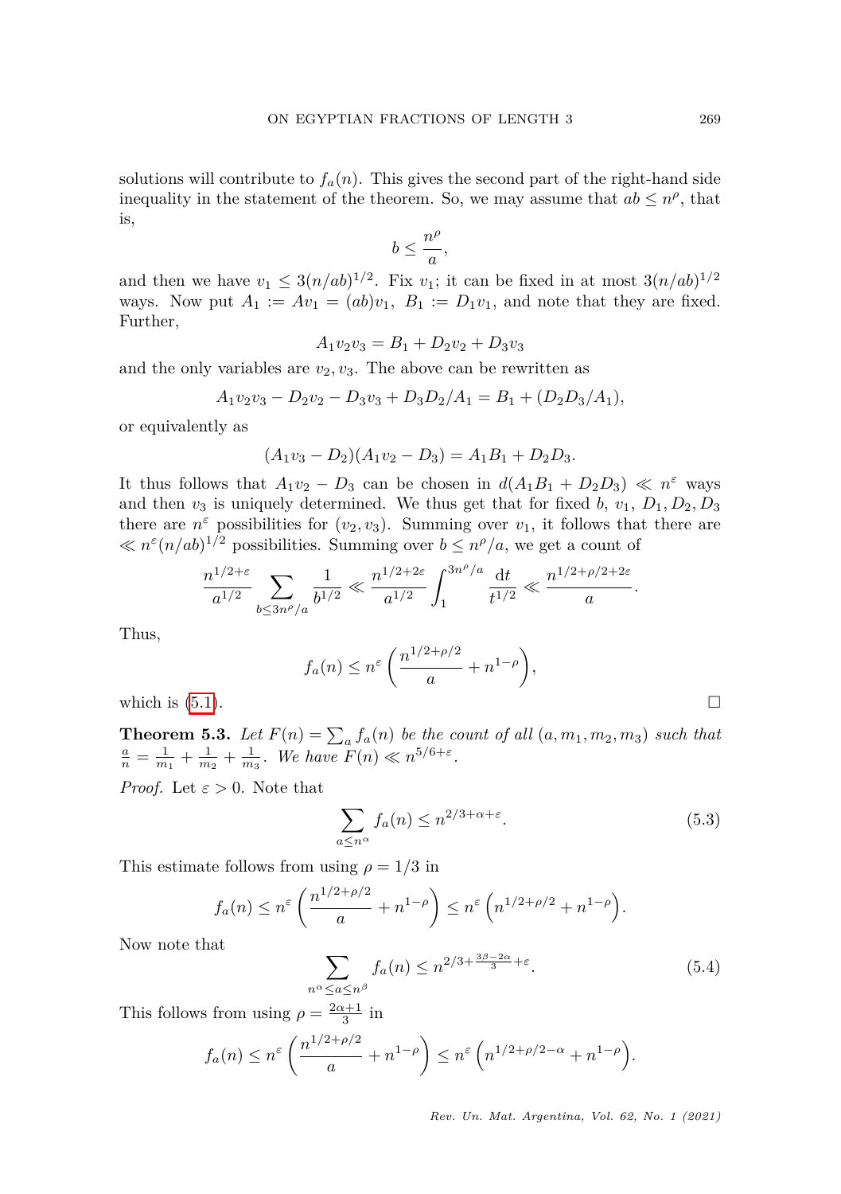solutions will contribute to $f_a(n)$. This gives the second part of the right-hand side inequality in the statement of the theorem. So, we may assume that $ab \le n^\rho$, that is,

$$b \le \frac{n^\rho}{a},$$

and then we have $v_1 \le 3(n/ab)^{1/2}$. Fix $v_1$; it can be fixed in at most $3(n/ab)^{1/2}$ ways. Now put $A_1 := Av_1 = (ab)v_1$, $B_1 := D_1 v_1$, and note that they are fixed. Further,

$$A_1 v_2 v_3 = B_1 + D_2 v_2 + D_3 v_3$$

and the only variables are $v_2, v_3$. The above can be rewritten as

$$A_1 v_2 v_3 - D_2 v_2 - D_3 v_3 + D_3 D_2 / A_1 = B_1 + (D_2 D_3 / A_1),$$

or equivalently as

$$(A_1 v_3 - D_2)(A_1 v_2 - D_3) = A_1 B_1 + D_2 D_3.$$

It thus follows that $A_1 v_2 - D_3$ can be chosen in $d(A_1 B_1 + D_2 D_3) \ll n^\varepsilon$ ways and then $v_3$ is uniquely determined. We thus get that for fixed $b$, $v_1$, $D_1, D_2, D_3$ there are $n^\varepsilon$ possibilities for $(v_2, v_3)$. Summing over $v_1$, it follows that there are $\ll n^\varepsilon (n/ab)^{1/2}$ possibilities. Summing over $b \le n^\rho / a$, we get a count of

$$\frac{n^{1/2+\varepsilon}}{a^{1/2}} \sum_{b \le 3n^\rho/a} \frac{1}{b^{1/2}} \ll \frac{n^{1/2+2\varepsilon}}{a^{1/2}} \int_1^{3n^\rho/a} \frac{\mathrm{d}t}{t^{1/2}} \ll \frac{n^{1/2+\rho/2+2\varepsilon}}{a}.$$

Thus,

$$f_a(n) \le n^\varepsilon \left( \frac{n^{1/2+\rho/2}}{a} + n^{1-\rho} \right),$$

which is (5.1). $\square$

**Theorem 5.3.** *Let $F(n) = \sum_a f_a(n)$ be the count of all $(a, m_1, m_2, m_3)$ such that $\frac{a}{n} = \frac{1}{m_1} + \frac{1}{m_2} + \frac{1}{m_3}$. We have $F(n) \ll n^{5/6+\varepsilon}$.*

*Proof.* Let $\varepsilon > 0$. Note that

$$\sum_{a \le n^\alpha} f_a(n) \le n^{2/3+\alpha+\varepsilon}. \tag{5.3}$$

This estimate follows from using $\rho = 1/3$ in

$$f_a(n) \le n^\varepsilon \left( \frac{n^{1/2+\rho/2}}{a} + n^{1-\rho} \right) \le n^\varepsilon \left( n^{1/2+\rho/2} + n^{1-\rho} \right).$$

Now note that

$$\sum_{n^\alpha \le a \le n^\beta} f_a(n) \le n^{2/3+\frac{3\beta-2\alpha}{3}+\varepsilon}. \tag{5.4}$$

This follows from using $\rho = \frac{2\alpha+1}{3}$ in

$$f_a(n) \le n^\varepsilon \left( \frac{n^{1/2+\rho/2}}{a} + n^{1-\rho} \right) \le n^\varepsilon \left( n^{1/2+\rho/2-\alpha} + n^{1-\rho} \right).$$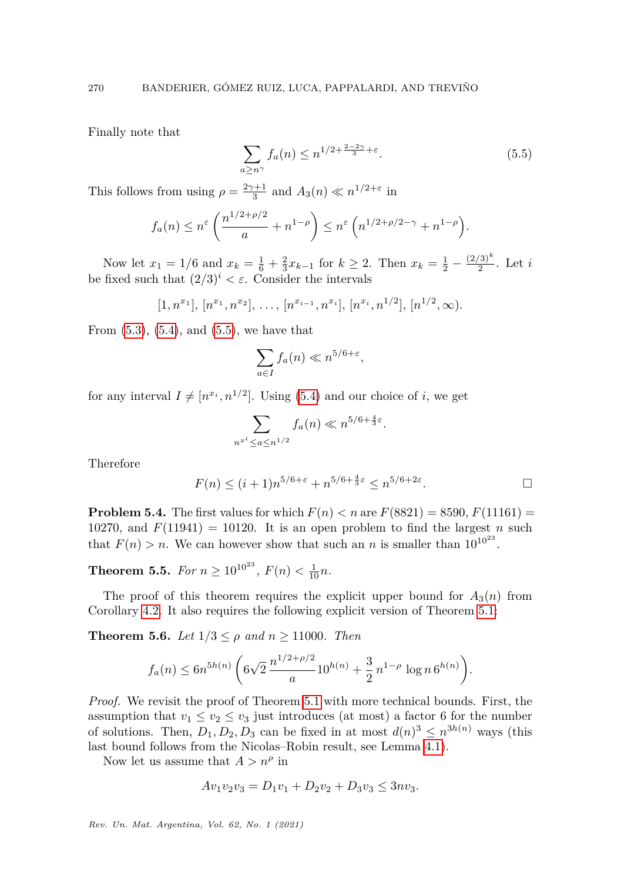Finally note that

$$\sum_{a \geq n^{\gamma}} f_a(n) \leq n^{1/2 + \frac{2-2\gamma}{3} + \varepsilon}. \tag{5.5}$$

This follows from using $\rho = \frac{2\gamma+1}{3}$ and $A_3(n) \ll n^{1/2+\varepsilon}$ in

$$f_a(n) \leq n^{\varepsilon} \left( \frac{n^{1/2+\rho/2}}{a} + n^{1-\rho} \right) \leq n^{\varepsilon} \left( n^{1/2+\rho/2-\gamma} + n^{1-\rho} \right).$$

Now let $x_1 = 1/6$ and $x_k = \frac{1}{6} + \frac{2}{3} x_{k-1}$ for $k \geq 2$. Then $x_k = \frac{1}{2} - \frac{(2/3)^k}{2}$. Let $i$ be fixed such that $(2/3)^i < \varepsilon$. Consider the intervals

$$[1, n^{x_1}],\ [n^{x_1}, n^{x_2}],\ \ldots,\ [n^{x_{i-1}}, n^{x_i}],\ [n^{x_i}, n^{1/2}],\ [n^{1/2}, \infty).$$

From (5.3), (5.4), and (5.5), we have that

$$\sum_{a \in I} f_a(n) \ll n^{5/6+\varepsilon},$$

for any interval $I \neq [n^{x_i}, n^{1/2}]$. Using (5.4) and our choice of $i$, we get

$$\sum_{n^{x_i} \leq a \leq n^{1/2}} f_a(n) \ll n^{5/6+\frac{4}{3}\varepsilon}.$$

Therefore

$$F(n) \leq (i+1) n^{5/6+\varepsilon} + n^{5/6+\frac{4}{3}\varepsilon} \leq n^{5/6+2\varepsilon}. \qquad \square$$

**Problem 5.4.** The first values for which $F(n) < n$ are $F(8821) = 8590$, $F(11161) = 10270$, and $F(11941) = 10120$. It is an open problem to find the largest $n$ such that $F(n) > n$. We can however show that such an $n$ is smaller than $10^{10^{23}}$.

**Theorem 5.5.** *For $n \geq 10^{10^{23}}$, $F(n) < \frac{1}{10} n$.*

The proof of this theorem requires the explicit upper bound for $A_3(n)$ from Corollary 4.2. It also requires the following explicit version of Theorem 5.1:

**Theorem 5.6.** *Let $1/3 \leq \rho$ and $n \geq 11000$. Then*

$$f_a(n) \leq 6 n^{5h(n)} \left( 6\sqrt{2}\, \frac{n^{1/2+\rho/2}}{a} 10^{h(n)} + \frac{3}{2}\, n^{1-\rho} \log n\, 6^{h(n)} \right).$$

*Proof.* We revisit the proof of Theorem 5.1 with more technical bounds. First, the assumption that $v_1 \leq v_2 \leq v_3$ just introduces (at most) a factor 6 for the number of solutions. Then, $D_1, D_2, D_3$ can be fixed in at most $d(n)^3 \leq n^{3h(n)}$ ways (this last bound follows from the Nicolas–Robin result, see Lemma 4.1).

Now let us assume that $A > n^{\rho}$ in

$$A v_1 v_2 v_3 = D_1 v_1 + D_2 v_2 + D_3 v_3 \leq 3 n v_3.$$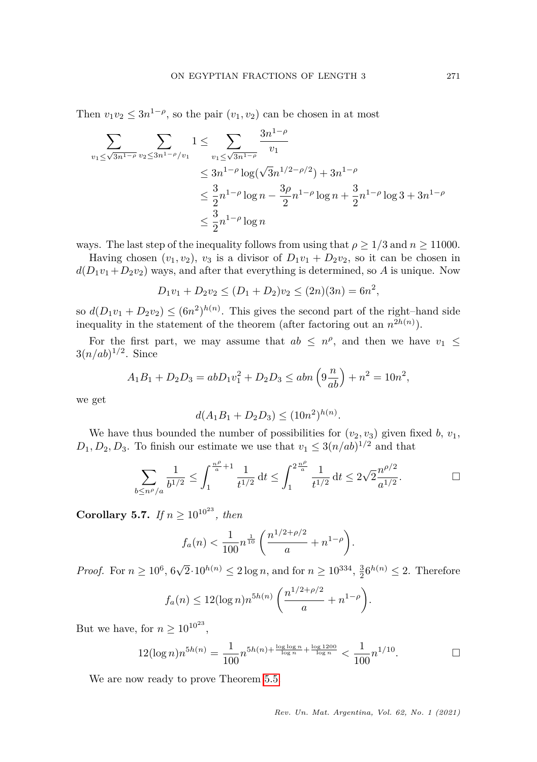Then $v_1 v_2 \leq 3n^{1-\rho}$, so the pair $(v_1, v_2)$ can be chosen in at most

$$
\begin{aligned}
\sum_{v_1 \leq \sqrt{3n^{1-\rho}}} \sum_{v_2 \leq 3n^{1-\rho}/v_1} 1 &\leq \sum_{v_1 \leq \sqrt{3n^{1-\rho}}} \frac{3n^{1-\rho}}{v_1} \\
&\leq 3n^{1-\rho} \log(\sqrt{3} n^{1/2-\rho/2}) + 3n^{1-\rho} \\
&\leq \frac{3}{2} n^{1-\rho} \log n - \frac{3\rho}{2} n^{1-\rho} \log n + \frac{3}{2} n^{1-\rho} \log 3 + 3n^{1-\rho} \\
&\leq \frac{3}{2} n^{1-\rho} \log n
\end{aligned}
$$

ways. The last step of the inequality follows from using that $\rho \geq 1/3$ and $n \geq 11000$.

Having chosen $(v_1, v_2)$, $v_3$ is a divisor of $D_1 v_1 + D_2 v_2$, so it can be chosen in $d(D_1 v_1 + D_2 v_2)$ ways, and after that everything is determined, so $A$ is unique. Now

$$D_1 v_1 + D_2 v_2 \leq (D_1 + D_2) v_2 \leq (2n)(3n) = 6n^2,$$

so $d(D_1 v_1 + D_2 v_2) \leq (6n^2)^{h(n)}$. This gives the second part of the right–hand side inequality in the statement of the theorem (after factoring out an $n^{2h(n)}$).

For the first part, we may assume that $ab \leq n^\rho$, and then we have $v_1 \leq 3(n/ab)^{1/2}$. Since

$$A_1 B_1 + D_2 D_3 = ab D_1 v_1^2 + D_2 D_3 \leq abn \left(9 \frac{n}{ab}\right) + n^2 = 10n^2,$$

we get

$$d(A_1 B_1 + D_2 D_3) \leq (10n^2)^{h(n)}.$$

We have thus bounded the number of possibilities for $(v_2, v_3)$ given fixed $b$, $v_1$, $D_1, D_2, D_3$. To finish our estimate we use that $v_1 \leq 3(n/ab)^{1/2}$ and that

$$\sum_{b \leq n^\rho/a} \frac{1}{b^{1/2}} \leq \int_1^{\frac{n^\rho}{a}+1} \frac{1}{t^{1/2}} \,\mathrm{d}t \leq \int_1^{2\frac{n^\rho}{a}} \frac{1}{t^{1/2}} \,\mathrm{d}t \leq 2\sqrt{2} \frac{n^{\rho/2}}{a^{1/2}}. \qquad \square$$

**Corollary 5.7.** *If* $n \geq 10^{10^{23}}$, *then*

$$f_a(n) < \frac{1}{100} n^{\frac{1}{10}} \left( \frac{n^{1/2+\rho/2}}{a} + n^{1-\rho} \right).$$

*Proof.* For $n \geq 10^6$, $6\sqrt{2} \cdot 10^{h(n)} \leq 2 \log n$, and for $n \geq 10^{334}$, $\frac{3}{2} 6^{h(n)} \leq 2$. Therefore

$$f_a(n) \leq 12 (\log n) n^{5h(n)} \left( \frac{n^{1/2+\rho/2}}{a} + n^{1-\rho} \right).$$

But we have, for $n \geq 10^{10^{23}}$,

$$12 (\log n) n^{5h(n)} = \frac{1}{100} n^{5h(n) + \frac{\log\log n}{\log n} + \frac{\log 1200}{\log n}} < \frac{1}{100} n^{1/10}. \qquad \square$$

We are now ready to prove Theorem 5.5.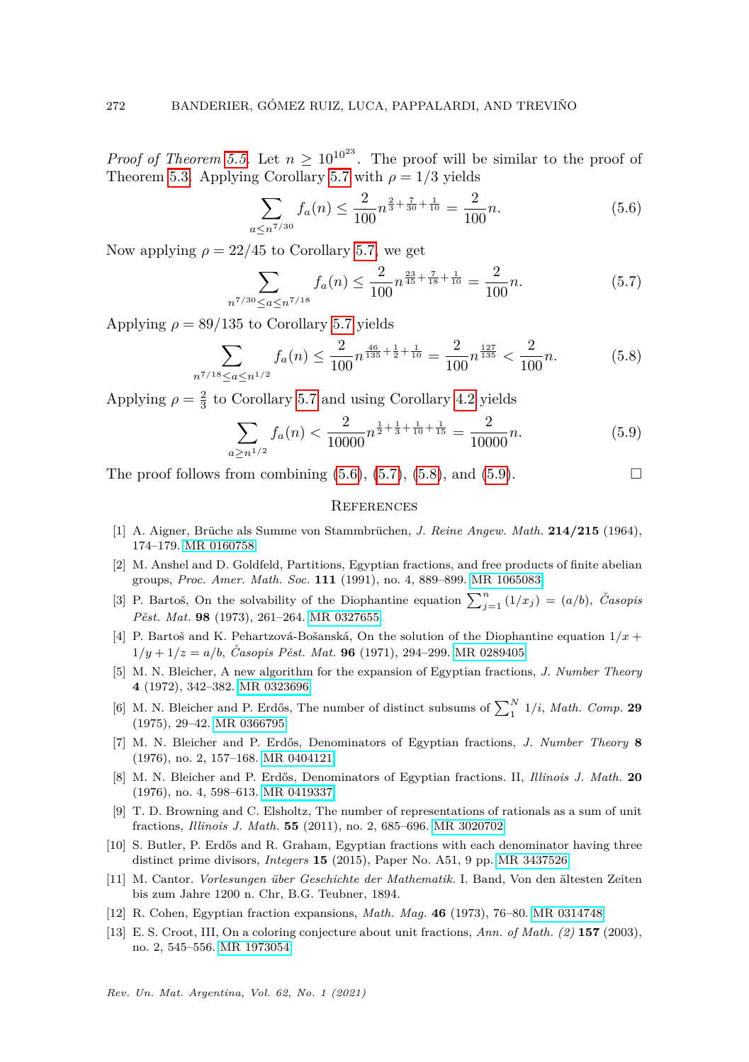*Proof of Theorem 5.5.* Let $n \geq 10^{10^{23}}$. The proof will be similar to the proof of Theorem 5.3. Applying Corollary 5.7 with $\rho = 1/3$ yields

$$\sum_{a \leq n^{7/30}} f_a(n) \leq \frac{2}{100} n^{\frac{2}{3}+\frac{7}{30}+\frac{1}{10}} = \frac{2}{100} n. \tag{5.6}$$

Now applying $\rho = 22/45$ to Corollary 5.7, we get

$$\sum_{n^{7/30} \leq a \leq n^{7/18}} f_a(n) \leq \frac{2}{100} n^{\frac{23}{45}+\frac{7}{18}+\frac{1}{10}} = \frac{2}{100} n. \tag{5.7}$$

Applying $\rho = 89/135$ to Corollary 5.7 yields

$$\sum_{n^{7/18} \leq a \leq n^{1/2}} f_a(n) \leq \frac{2}{100} n^{\frac{46}{135}+\frac{1}{2}+\frac{1}{10}} = \frac{2}{100} n^{\frac{127}{135}} < \frac{2}{100} n. \tag{5.8}$$

Applying $\rho = \frac{2}{3}$ to Corollary 5.7 and using Corollary 4.2 yields

$$\sum_{a \geq n^{1/2}} f_a(n) < \frac{2}{10000} n^{\frac{1}{2}+\frac{1}{3}+\frac{1}{10}+\frac{1}{15}} = \frac{2}{10000} n. \tag{5.9}$$

The proof follows from combining (5.6), (5.7), (5.8), and (5.9). □

## References

[1] A. Aigner, Brüche als Summe von Stammbrüchen, *J. Reine Angew. Math.* **214/215** (1964), 174–179. MR 0160758

[2] M. Anshel and D. Goldfeld, Partitions, Egyptian fractions, and free products of finite abelian groups, *Proc. Amer. Math. Soc.* **111** (1991), no. 4, 889–899. MR 1065083

[3] P. Bartoš, On the solvability of the Diophantine equation $\sum_{j=1}^{n}(1/x_j) = (a/b)$, *Časopis Pěst. Mat.* **98** (1973), 261–264. MR 0327655

[4] P. Bartoš and K. Pehartzová-Bošanská, On the solution of the Diophantine equation $1/x + 1/y + 1/z = a/b$, *Časopis Pěst. Mat.* **96** (1971), 294–299. MR 0289405

[5] M. N. Bleicher, A new algorithm for the expansion of Egyptian fractions, *J. Number Theory* **4** (1972), 342–382. MR 0323696

[6] M. N. Bleicher and P. Erdős, The number of distinct subsums of $\sum_1^N 1/i$, *Math. Comp.* **29** (1975), 29–42. MR 0366795

[7] M. N. Bleicher and P. Erdős, Denominators of Egyptian fractions, *J. Number Theory* **8** (1976), no. 2, 157–168. MR 0404121

[8] M. N. Bleicher and P. Erdős, Denominators of Egyptian fractions. II, *Illinois J. Math.* **20** (1976), no. 4, 598–613. MR 0419337

[9] T. D. Browning and C. Elsholtz, The number of representations of rationals as a sum of unit fractions, *Illinois J. Math.* **55** (2011), no. 2, 685–696. MR 3020702

[10] S. Butler, P. Erdős and R. Graham, Egyptian fractions with each denominator having three distinct prime divisors, *Integers* **15** (2015), Paper No. A51, 9 pp. MR 3437526

[11] M. Cantor. *Vorlesungen über Geschichte der Mathematik*. I. Band, Von den ältesten Zeiten bis zum Jahre 1200 n. Chr, B.G. Teubner, 1894.

[12] R. Cohen, Egyptian fraction expansions, *Math. Mag.* **46** (1973), 76–80. MR 0314748

[13] E. S. Croot, III, On a coloring conjecture about unit fractions, *Ann. of Math. (2)* **157** (2003), no. 2, 545–556. MR 1973054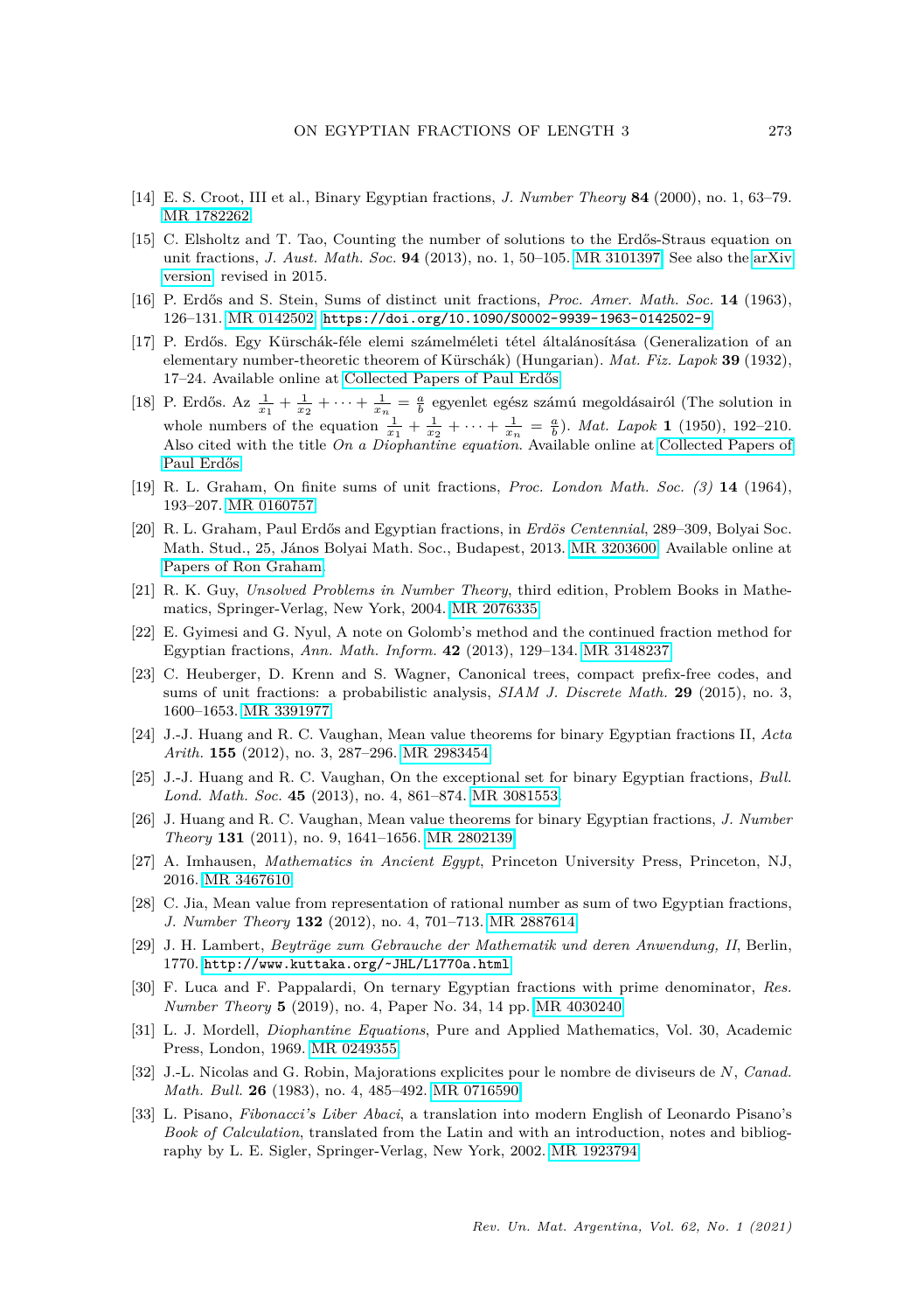[14] E. S. Croot, III et al., Binary Egyptian fractions, *J. Number Theory* **84** (2000), no. 1, 63–79. MR 1782262.

[15] C. Elsholtz and T. Tao, Counting the number of solutions to the Erdős-Straus equation on unit fractions, *J. Aust. Math. Soc.* **94** (2013), no. 1, 50–105. MR 3101397. See also the arXiv version, revised in 2015.

[16] P. Erdős and S. Stein, Sums of distinct unit fractions, *Proc. Amer. Math. Soc.* **14** (1963), 126–131. MR 0142502. `https://doi.org/10.1090/S0002-9939-1963-0142502-9`

[17] P. Erdős. Egy Kürschák-féle elemi számelméleti tétel általánosítása (Generalization of an elementary number-theoretic theorem of Kürschák) (Hungarian). *Mat. Fiz. Lapok* **39** (1932), 17–24. Available online at Collected Papers of Paul Erdős.

[18] P. Erdős. Az $\frac{1}{x_1} + \frac{1}{x_2} + \cdots + \frac{1}{x_n} = \frac{a}{b}$ egyenlet egész számú megoldásairól (The solution in whole numbers of the equation $\frac{1}{x_1} + \frac{1}{x_2} + \cdots + \frac{1}{x_n} = \frac{a}{b}$). *Mat. Lapok* **1** (1950), 192–210. Also cited with the title *On a Diophantine equation*. Available online at Collected Papers of Paul Erdős.

[19] R. L. Graham, On finite sums of unit fractions, *Proc. London Math. Soc. (3)* **14** (1964), 193–207. MR 0160757.

[20] R. L. Graham, Paul Erdős and Egyptian fractions, in *Erdös Centennial*, 289–309, Bolyai Soc. Math. Stud., 25, János Bolyai Math. Soc., Budapest, 2013. MR 3203600. Available online at Papers of Ron Graham.

[21] R. K. Guy, *Unsolved Problems in Number Theory*, third edition, Problem Books in Mathematics, Springer-Verlag, New York, 2004. MR 2076335.

[22] E. Gyimesi and G. Nyul, A note on Golomb's method and the continued fraction method for Egyptian fractions, *Ann. Math. Inform.* **42** (2013), 129–134. MR 3148237.

[23] C. Heuberger, D. Krenn and S. Wagner, Canonical trees, compact prefix-free codes, and sums of unit fractions: a probabilistic analysis, *SIAM J. Discrete Math.* **29** (2015), no. 3, 1600–1653. MR 3391977.

[24] J.-J. Huang and R. C. Vaughan, Mean value theorems for binary Egyptian fractions II, *Acta Arith.* **155** (2012), no. 3, 287–296. MR 2983454.

[25] J.-J. Huang and R. C. Vaughan, On the exceptional set for binary Egyptian fractions, *Bull. Lond. Math. Soc.* **45** (2013), no. 4, 861–874. MR 3081553.

[26] J. Huang and R. C. Vaughan, Mean value theorems for binary Egyptian fractions, *J. Number Theory* **131** (2011), no. 9, 1641–1656. MR 2802139.

[27] A. Imhausen, *Mathematics in Ancient Egypt*, Princeton University Press, Princeton, NJ, 2016. MR 3467610.

[28] C. Jia, Mean value from representation of rational number as sum of two Egyptian fractions, *J. Number Theory* **132** (2012), no. 4, 701–713. MR 2887614.

[29] J. H. Lambert, *Beyträge zum Gebrauche der Mathematik und deren Anwendung, II*, Berlin, 1770. `http://www.kuttaka.org/~JHL/L1770a.html`

[30] F. Luca and F. Pappalardi, On ternary Egyptian fractions with prime denominator, *Res. Number Theory* **5** (2019), no. 4, Paper No. 34, 14 pp. MR 4030240.

[31] L. J. Mordell, *Diophantine Equations*, Pure and Applied Mathematics, Vol. 30, Academic Press, London, 1969. MR 0249355.

[32] J.-L. Nicolas and G. Robin, Majorations explicites pour le nombre de diviseurs de $N$, *Canad. Math. Bull.* **26** (1983), no. 4, 485–492. MR 0716590.

[33] L. Pisano, *Fibonacci's Liber Abaci*, a translation into modern English of Leonardo Pisano's *Book of Calculation*, translated from the Latin and with an introduction, notes and bibliography by L. E. Sigler, Springer-Verlag, New York, 2002. MR 1923794.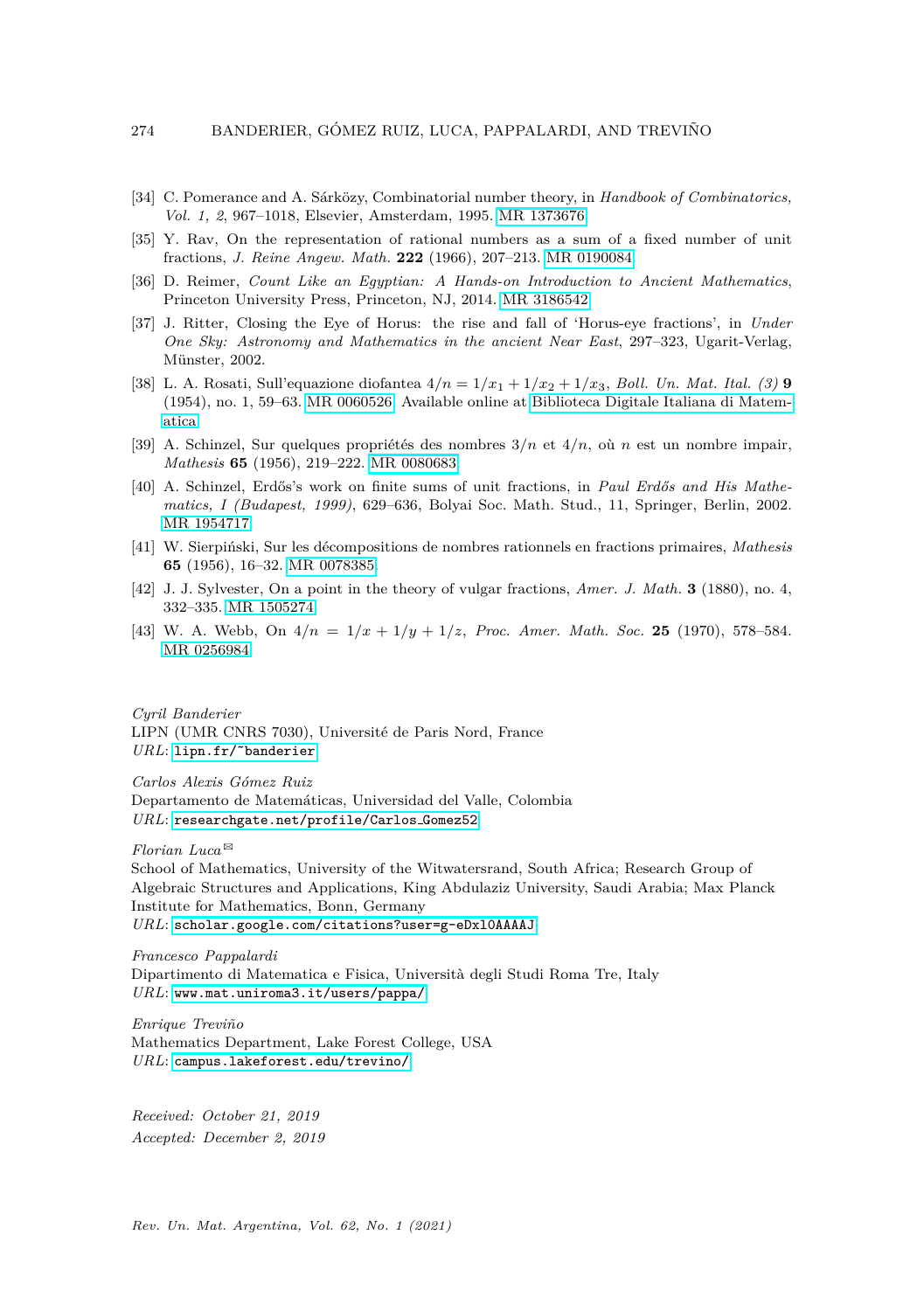[34] C. Pomerance and A. Sárközy, Combinatorial number theory, in *Handbook of Combinatorics, Vol. 1, 2*, 967–1018, Elsevier, Amsterdam, 1995. MR 1373676

[35] Y. Rav, On the representation of rational numbers as a sum of a fixed number of unit fractions, *J. Reine Angew. Math.* **222** (1966), 207–213. MR 0190084

[36] D. Reimer, *Count Like an Egyptian: A Hands-on Introduction to Ancient Mathematics*, Princeton University Press, Princeton, NJ, 2014. MR 3186542

[37] J. Ritter, Closing the Eye of Horus: the rise and fall of 'Horus-eye fractions', in *Under One Sky: Astronomy and Mathematics in the ancient Near East*, 297–323, Ugarit-Verlag, Münster, 2002.

[38] L. A. Rosati, Sull'equazione diofantea $4/n = 1/x_1 + 1/x_2 + 1/x_3$, *Boll. Un. Mat. Ital. (3)* **9** (1954), no. 1, 59–63. MR 0060526. Available online at Biblioteca Digitale Italiana di Matematica.

[39] A. Schinzel, Sur quelques propriétés des nombres $3/n$ et $4/n$, où $n$ est un nombre impair, *Mathesis* **65** (1956), 219–222. MR 0080683

[40] A. Schinzel, Erdős's work on finite sums of unit fractions, in *Paul Erdős and His Mathematics, I (Budapest, 1999)*, 629–636, Bolyai Soc. Math. Stud., 11, Springer, Berlin, 2002. MR 1954717

[41] W. Sierpiński, Sur les décompositions de nombres rationnels en fractions primaires, *Mathesis* **65** (1956), 16–32. MR 0078385

[42] J. J. Sylvester, On a point in the theory of vulgar fractions, *Amer. J. Math.* **3** (1880), no. 4, 332–335. MR 1505274

[43] W. A. Webb, On $4/n = 1/x + 1/y + 1/z$, *Proc. Amer. Math. Soc.* **25** (1970), 578–584. MR 0256984

*Cyril Banderier*
LIPN (UMR CNRS 7030), Université de Paris Nord, France
*URL*: lipn.fr/~banderier

*Carlos Alexis Gómez Ruiz*
Departamento de Matemáticas, Universidad del Valle, Colombia
*URL*: researchgate.net/profile/Carlos_Gomez52

*Florian Luca*✉
School of Mathematics, University of the Witwatersrand, South Africa; Research Group of Algebraic Structures and Applications, King Abdulaziz University, Saudi Arabia; Max Planck Institute for Mathematics, Bonn, Germany
*URL*: scholar.google.com/citations?user=g-eDxl0AAAAJ

*Francesco Pappalardi*
Dipartimento di Matematica e Fisica, Università degli Studi Roma Tre, Italy
*URL*: www.mat.uniroma3.it/users/pappa/

*Enrique Treviño*
Mathematics Department, Lake Forest College, USA
*URL*: campus.lakeforest.edu/trevino/

*Received: October 21, 2019*
*Accepted: December 2, 2019*